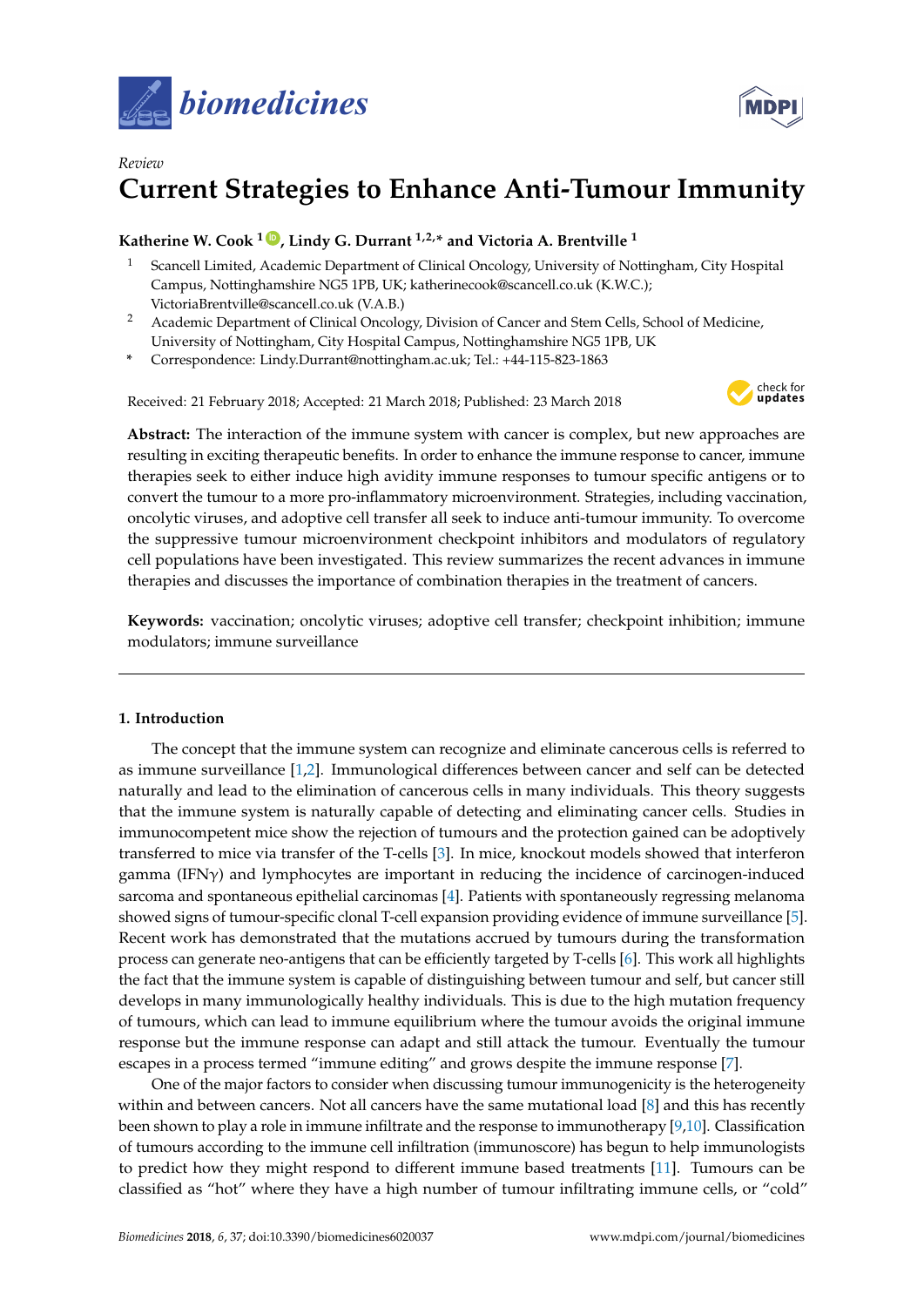*Review*

# Current Strategies to Enhance Anti-Tumour Immunity

**Katherine W. Cook [1], Lindy G. Durrant [1,2,*] and Victoria A. Brentville [1]**

1. Scancell Limited, Academic Department of Clinical Oncology, University of Nottingham, City Hospital Campus, Nottinghamshire NG5 1PB, UK; katherinecook@scancell.co.uk (K.W.C.); VictoriaBrentville@scancell.co.uk (V.A.B.)
2. Academic Department of Clinical Oncology, Division of Cancer and Stem Cells, School of Medicine, University of Nottingham, City Hospital Campus, Nottinghamshire NG5 1PB, UK

\* Correspondence: Lindy.Durrant@nottingham.ac.uk; Tel.: +44-115-823-1863

Received: 21 February 2018; Accepted: 21 March 2018; Published: 23 March 2018

**Abstract:** The interaction of the immune system with cancer is complex, but new approaches are resulting in exciting therapeutic benefits. In order to enhance the immune response to cancer, immune therapies seek to either induce high avidity immune responses to tumour specific antigens or to convert the tumour to a more pro-inflammatory microenvironment. Strategies, including vaccination, oncolytic viruses, and adoptive cell transfer all seek to induce anti-tumour immunity. To overcome the suppressive tumour microenvironment checkpoint inhibitors and modulators of regulatory cell populations have been investigated. This review summarizes the recent advances in immune therapies and discusses the importance of combination therapies in the treatment of cancers.

**Keywords:** vaccination; oncolytic viruses; adoptive cell transfer; checkpoint inhibition; immune modulators; immune surveillance

## 1. Introduction

The concept that the immune system can recognize and eliminate cancerous cells is referred to as immune surveillance [1,2]. Immunological differences between cancer and self can be detected naturally and lead to the elimination of cancerous cells in many individuals. This theory suggests that the immune system is naturally capable of detecting and eliminating cancer cells. Studies in immunocompetent mice show the rejection of tumours and the protection gained can be adoptively transferred to mice via transfer of the T-cells [3]. In mice, knockout models showed that interferon gamma (IFNγ) and lymphocytes are important in reducing the incidence of carcinogen-induced sarcoma and spontaneous epithelial carcinomas [4]. Patients with spontaneously regressing melanoma showed signs of tumour-specific clonal T-cell expansion providing evidence of immune surveillance [5]. Recent work has demonstrated that the mutations accrued by tumours during the transformation process can generate neo-antigens that can be efficiently targeted by T-cells [6]. This work all highlights the fact that the immune system is capable of distinguishing between tumour and self, but cancer still develops in many immunologically healthy individuals. This is due to the high mutation frequency of tumours, which can lead to immune equilibrium where the tumour avoids the original immune response but the immune response can adapt and still attack the tumour. Eventually the tumour escapes in a process termed "immune editing" and grows despite the immune response [7].

One of the major factors to consider when discussing tumour immunogenicity is the heterogeneity within and between cancers. Not all cancers have the same mutational load [8] and this has recently been shown to play a role in immune infiltrate and the response to immunotherapy [9,10]. Classification of tumours according to the immune cell infiltration (immunoscore) has begun to help immunologists to predict how they might respond to different immune based treatments [11]. Tumours can be classified as "hot" where they have a high number of tumour infiltrating immune cells, or "cold"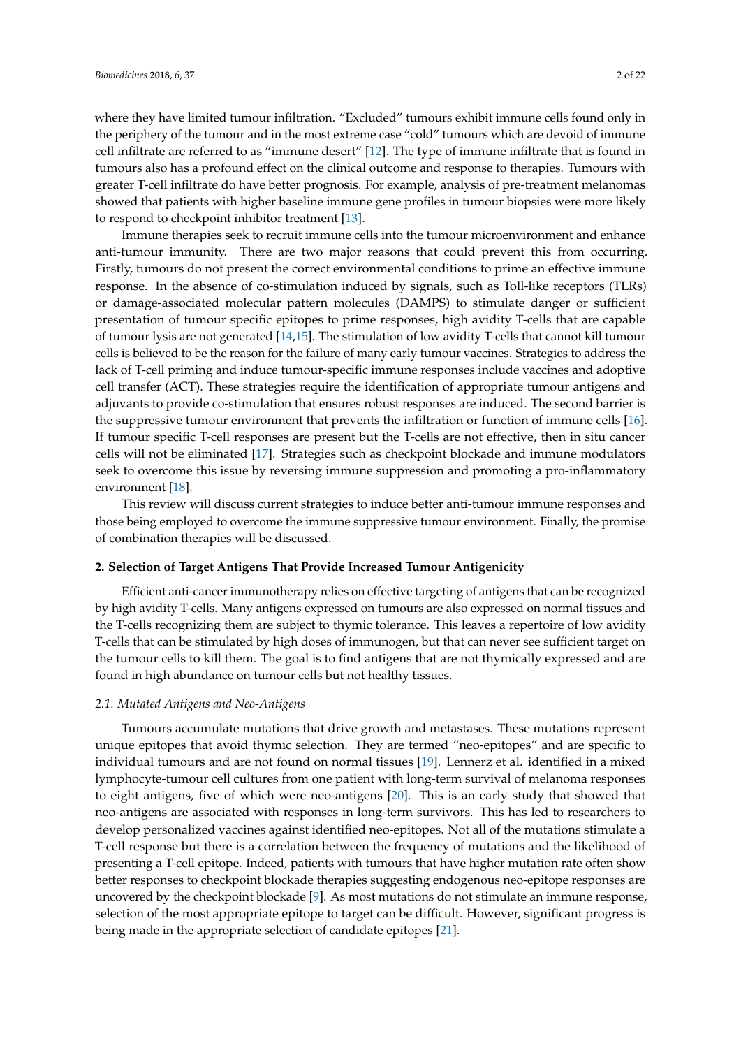where they have limited tumour infiltration. "Excluded" tumours exhibit immune cells found only in the periphery of the tumour and in the most extreme case "cold" tumours which are devoid of immune cell infiltrate are referred to as "immune desert" [12]. The type of immune infiltrate that is found in tumours also has a profound effect on the clinical outcome and response to therapies. Tumours with greater T-cell infiltrate do have better prognosis. For example, analysis of pre-treatment melanomas showed that patients with higher baseline immune gene profiles in tumour biopsies were more likely to respond to checkpoint inhibitor treatment [13].

Immune therapies seek to recruit immune cells into the tumour microenvironment and enhance anti-tumour immunity. There are two major reasons that could prevent this from occurring. Firstly, tumours do not present the correct environmental conditions to prime an effective immune response. In the absence of co-stimulation induced by signals, such as Toll-like receptors (TLRs) or damage-associated molecular pattern molecules (DAMPS) to stimulate danger or sufficient presentation of tumour specific epitopes to prime responses, high avidity T-cells that are capable of tumour lysis are not generated [14,15]. The stimulation of low avidity T-cells that cannot kill tumour cells is believed to be the reason for the failure of many early tumour vaccines. Strategies to address the lack of T-cell priming and induce tumour-specific immune responses include vaccines and adoptive cell transfer (ACT). These strategies require the identification of appropriate tumour antigens and adjuvants to provide co-stimulation that ensures robust responses are induced. The second barrier is the suppressive tumour environment that prevents the infiltration or function of immune cells [16]. If tumour specific T-cell responses are present but the T-cells are not effective, then in situ cancer cells will not be eliminated [17]. Strategies such as checkpoint blockade and immune modulators seek to overcome this issue by reversing immune suppression and promoting a pro-inflammatory environment [18].

This review will discuss current strategies to induce better anti-tumour immune responses and those being employed to overcome the immune suppressive tumour environment. Finally, the promise of combination therapies will be discussed.

## 2. Selection of Target Antigens That Provide Increased Tumour Antigenicity

Efficient anti-cancer immunotherapy relies on effective targeting of antigens that can be recognized by high avidity T-cells. Many antigens expressed on tumours are also expressed on normal tissues and the T-cells recognizing them are subject to thymic tolerance. This leaves a repertoire of low avidity T-cells that can be stimulated by high doses of immunogen, but that can never see sufficient target on the tumour cells to kill them. The goal is to find antigens that are not thymically expressed and are found in high abundance on tumour cells but not healthy tissues.

### *2.1. Mutated Antigens and Neo-Antigens*

Tumours accumulate mutations that drive growth and metastases. These mutations represent unique epitopes that avoid thymic selection. They are termed "neo-epitopes" and are specific to individual tumours and are not found on normal tissues [19]. Lennerz et al. identified in a mixed lymphocyte-tumour cell cultures from one patient with long-term survival of melanoma responses to eight antigens, five of which were neo-antigens [20]. This is an early study that showed that neo-antigens are associated with responses in long-term survivors. This has led to researchers to develop personalized vaccines against identified neo-epitopes. Not all of the mutations stimulate a T-cell response but there is a correlation between the frequency of mutations and the likelihood of presenting a T-cell epitope. Indeed, patients with tumours that have higher mutation rate often show better responses to checkpoint blockade therapies suggesting endogenous neo-epitope responses are uncovered by the checkpoint blockade [9]. As most mutations do not stimulate an immune response, selection of the most appropriate epitope to target can be difficult. However, significant progress is being made in the appropriate selection of candidate epitopes [21].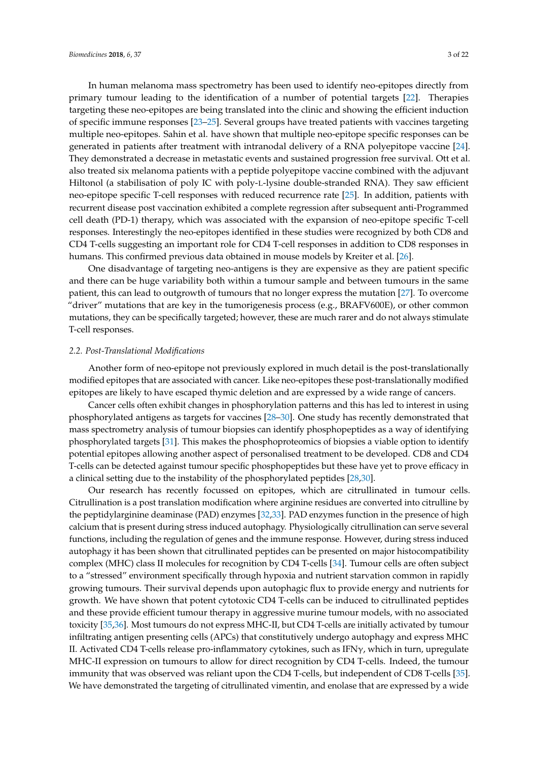In human melanoma mass spectrometry has been used to identify neo-epitopes directly from primary tumour leading to the identification of a number of potential targets [22]. Therapies targeting these neo-epitopes are being translated into the clinic and showing the efficient induction of specific immune responses [23–25]. Several groups have treated patients with vaccines targeting multiple neo-epitopes. Sahin et al. have shown that multiple neo-epitope specific responses can be generated in patients after treatment with intranodal delivery of a RNA polyepitope vaccine [24]. They demonstrated a decrease in metastatic events and sustained progression free survival. Ott et al. also treated six melanoma patients with a peptide polyepitope vaccine combined with the adjuvant Hiltonol (a stabilisation of poly IC with poly-L-lysine double-stranded RNA). They saw efficient neo-epitope specific T-cell responses with reduced recurrence rate [25]. In addition, patients with recurrent disease post vaccination exhibited a complete regression after subsequent anti-Programmed cell death (PD-1) therapy, which was associated with the expansion of neo-epitope specific T-cell responses. Interestingly the neo-epitopes identified in these studies were recognized by both CD8 and CD4 T-cells suggesting an important role for CD4 T-cell responses in addition to CD8 responses in humans. This confirmed previous data obtained in mouse models by Kreiter et al. [26].

One disadvantage of targeting neo-antigens is they are expensive as they are patient specific and there can be huge variability both within a tumour sample and between tumours in the same patient, this can lead to outgrowth of tumours that no longer express the mutation [27]. To overcome "driver" mutations that are key in the tumorigenesis process (e.g., BRAFV600E), or other common mutations, they can be specifically targeted; however, these are much rarer and do not always stimulate T-cell responses.

### *2.2. Post-Translational Modifications*

Another form of neo-epitope not previously explored in much detail is the post-translationally modified epitopes that are associated with cancer. Like neo-epitopes these post-translationally modified epitopes are likely to have escaped thymic deletion and are expressed by a wide range of cancers.

Cancer cells often exhibit changes in phosphorylation patterns and this has led to interest in using phosphorylated antigens as targets for vaccines [28–30]. One study has recently demonstrated that mass spectrometry analysis of tumour biopsies can identify phosphopeptides as a way of identifying phosphorylated targets [31]. This makes the phosphoproteomics of biopsies a viable option to identify potential epitopes allowing another aspect of personalised treatment to be developed. CD8 and CD4 T-cells can be detected against tumour specific phosphopeptides but these have yet to prove efficacy in a clinical setting due to the instability of the phosphorylated peptides [28,30].

Our research has recently focussed on epitopes, which are citrullinated in tumour cells. Citrullination is a post translation modification where arginine residues are converted into citrulline by the peptidylarginine deaminase (PAD) enzymes [32,33]. PAD enzymes function in the presence of high calcium that is present during stress induced autophagy. Physiologically citrullination can serve several functions, including the regulation of genes and the immune response. However, during stress induced autophagy it has been shown that citrullinated peptides can be presented on major histocompatibility complex (MHC) class II molecules for recognition by CD4 T-cells [34]. Tumour cells are often subject to a "stressed" environment specifically through hypoxia and nutrient starvation common in rapidly growing tumours. Their survival depends upon autophagic flux to provide energy and nutrients for growth. We have shown that potent cytotoxic CD4 T-cells can be induced to citrullinated peptides and these provide efficient tumour therapy in aggressive murine tumour models, with no associated toxicity [35,36]. Most tumours do not express MHC-II, but CD4 T-cells are initially activated by tumour infiltrating antigen presenting cells (APCs) that constitutively undergo autophagy and express MHC II. Activated CD4 T-cells release pro-inflammatory cytokines, such as IFNγ, which in turn, upregulate MHC-II expression on tumours to allow for direct recognition by CD4 T-cells. Indeed, the tumour immunity that was observed was reliant upon the CD4 T-cells, but independent of CD8 T-cells [35]. We have demonstrated the targeting of citrullinated vimentin, and enolase that are expressed by a wide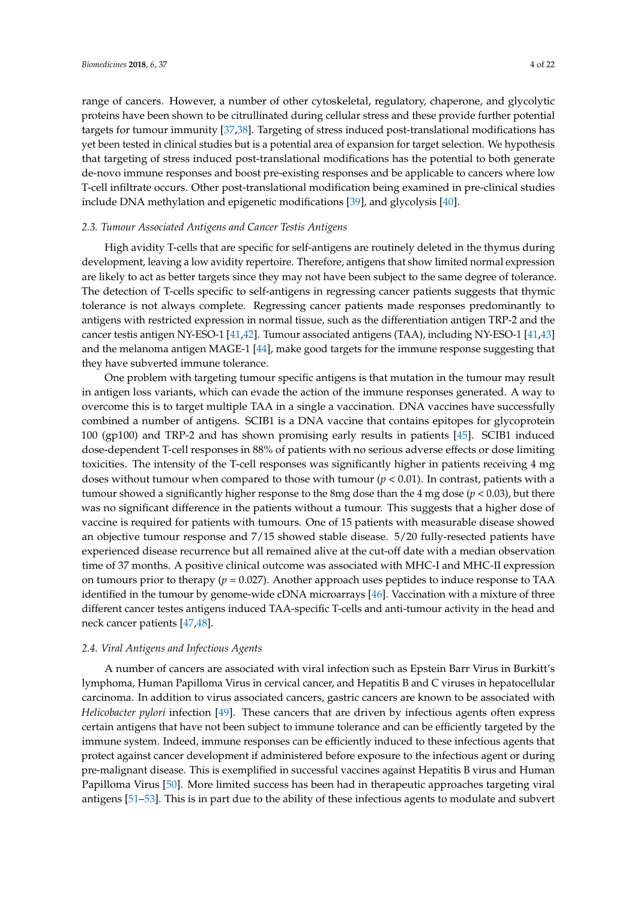range of cancers. However, a number of other cytoskeletal, regulatory, chaperone, and glycolytic proteins have been shown to be citrullinated during cellular stress and these provide further potential targets for tumour immunity [37,38]. Targeting of stress induced post-translational modifications has yet been tested in clinical studies but is a potential area of expansion for target selection. We hypothesis that targeting of stress induced post-translational modifications has the potential to both generate de-novo immune responses and boost pre-existing responses and be applicable to cancers where low T-cell infiltrate occurs. Other post-translational modification being examined in pre-clinical studies include DNA methylation and epigenetic modifications [39], and glycolysis [40].

### *2.3. Tumour Associated Antigens and Cancer Testis Antigens*

High avidity T-cells that are specific for self-antigens are routinely deleted in the thymus during development, leaving a low avidity repertoire. Therefore, antigens that show limited normal expression are likely to act as better targets since they may not have been subject to the same degree of tolerance. The detection of T-cells specific to self-antigens in regressing cancer patients suggests that thymic tolerance is not always complete. Regressing cancer patients made responses predominantly to antigens with restricted expression in normal tissue, such as the differentiation antigen TRP-2 and the cancer testis antigen NY-ESO-1 [41,42]. Tumour associated antigens (TAA), including NY-ESO-1 [41,43] and the melanoma antigen MAGE-1 [44], make good targets for the immune response suggesting that they have subverted immune tolerance.

One problem with targeting tumour specific antigens is that mutation in the tumour may result in antigen loss variants, which can evade the action of the immune responses generated. A way to overcome this is to target multiple TAA in a single a vaccination. DNA vaccines have successfully combined a number of antigens. SCIB1 is a DNA vaccine that contains epitopes for glycoprotein 100 (gp100) and TRP-2 and has shown promising early results in patients [45]. SCIB1 induced dose-dependent T-cell responses in 88% of patients with no serious adverse effects or dose limiting toxicities. The intensity of the T-cell responses was significantly higher in patients receiving 4 mg doses without tumour when compared to those with tumour ($p < 0.01$). In contrast, patients with a tumour showed a significantly higher response to the 8mg dose than the 4 mg dose ($p < 0.03$), but there was no significant difference in the patients without a tumour. This suggests that a higher dose of vaccine is required for patients with tumours. One of 15 patients with measurable disease showed an objective tumour response and 7/15 showed stable disease. 5/20 fully-resected patients have experienced disease recurrence but all remained alive at the cut-off date with a median observation time of 37 months. A positive clinical outcome was associated with MHC-I and MHC-II expression on tumours prior to therapy ($p = 0.027$). Another approach uses peptides to induce response to TAA identified in the tumour by genome-wide cDNA microarrays [46]. Vaccination with a mixture of three different cancer testes antigens induced TAA-specific T-cells and anti-tumour activity in the head and neck cancer patients [47,48].

### *2.4. Viral Antigens and Infectious Agents*

A number of cancers are associated with viral infection such as Epstein Barr Virus in Burkitt's lymphoma, Human Papilloma Virus in cervical cancer, and Hepatitis B and C viruses in hepatocellular carcinoma. In addition to virus associated cancers, gastric cancers are known to be associated with *Helicobacter pylori* infection [49]. These cancers that are driven by infectious agents often express certain antigens that have not been subject to immune tolerance and can be efficiently targeted by the immune system. Indeed, immune responses can be efficiently induced to these infectious agents that protect against cancer development if administered before exposure to the infectious agent or during pre-malignant disease. This is exemplified in successful vaccines against Hepatitis B virus and Human Papilloma Virus [50]. More limited success has been had in therapeutic approaches targeting viral antigens [51–53]. This is in part due to the ability of these infectious agents to modulate and subvert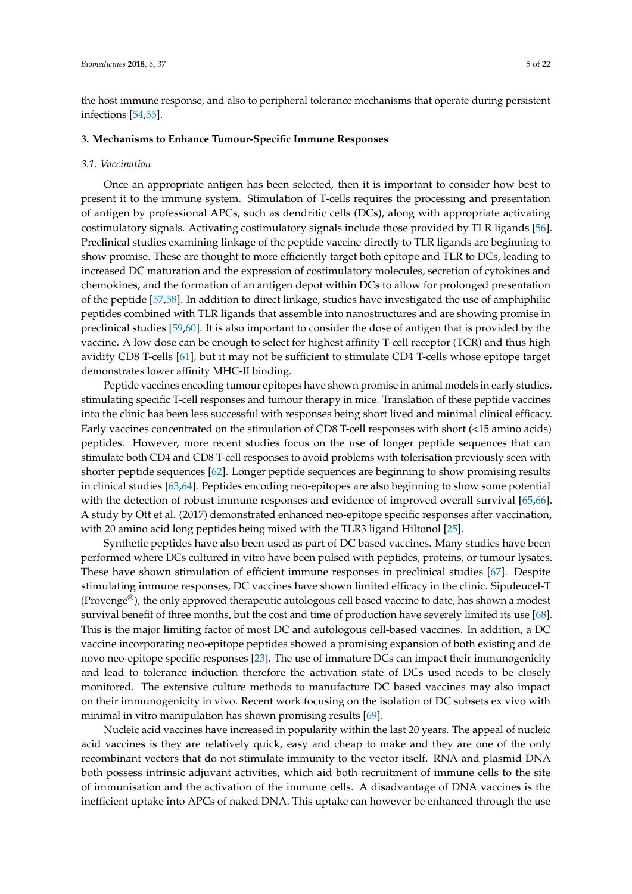the host immune response, and also to peripheral tolerance mechanisms that operate during persistent infections [54,55].

## 3. Mechanisms to Enhance Tumour-Specific Immune Responses

### *3.1. Vaccination*

Once an appropriate antigen has been selected, then it is important to consider how best to present it to the immune system. Stimulation of T-cells requires the processing and presentation of antigen by professional APCs, such as dendritic cells (DCs), along with appropriate activating costimulatory signals. Activating costimulatory signals include those provided by TLR ligands [56]. Preclinical studies examining linkage of the peptide vaccine directly to TLR ligands are beginning to show promise. These are thought to more efficiently target both epitope and TLR to DCs, leading to increased DC maturation and the expression of costimulatory molecules, secretion of cytokines and chemokines, and the formation of an antigen depot within DCs to allow for prolonged presentation of the peptide [57,58]. In addition to direct linkage, studies have investigated the use of amphiphilic peptides combined with TLR ligands that assemble into nanostructures and are showing promise in preclinical studies [59,60]. It is also important to consider the dose of antigen that is provided by the vaccine. A low dose can be enough to select for highest affinity T-cell receptor (TCR) and thus high avidity CD8 T-cells [61], but it may not be sufficient to stimulate CD4 T-cells whose epitope target demonstrates lower affinity MHC-II binding.

Peptide vaccines encoding tumour epitopes have shown promise in animal models in early studies, stimulating specific T-cell responses and tumour therapy in mice. Translation of these peptide vaccines into the clinic has been less successful with responses being short lived and minimal clinical efficacy. Early vaccines concentrated on the stimulation of CD8 T-cell responses with short (<15 amino acids) peptides. However, more recent studies focus on the use of longer peptide sequences that can stimulate both CD4 and CD8 T-cell responses to avoid problems with tolerisation previously seen with shorter peptide sequences [62]. Longer peptide sequences are beginning to show promising results in clinical studies [63,64]. Peptides encoding neo-epitopes are also beginning to show some potential with the detection of robust immune responses and evidence of improved overall survival [65,66]. A study by Ott et al. (2017) demonstrated enhanced neo-epitope specific responses after vaccination, with 20 amino acid long peptides being mixed with the TLR3 ligand Hiltonol [25].

Synthetic peptides have also been used as part of DC based vaccines. Many studies have been performed where DCs cultured in vitro have been pulsed with peptides, proteins, or tumour lysates. These have shown stimulation of efficient immune responses in preclinical studies [67]. Despite stimulating immune responses, DC vaccines have shown limited efficacy in the clinic. Sipuleucel-T (Provenge®), the only approved therapeutic autologous cell based vaccine to date, has shown a modest survival benefit of three months, but the cost and time of production have severely limited its use [68]. This is the major limiting factor of most DC and autologous cell-based vaccines. In addition, a DC vaccine incorporating neo-epitope peptides showed a promising expansion of both existing and de novo neo-epitope specific responses [23]. The use of immature DCs can impact their immunogenicity and lead to tolerance induction therefore the activation state of DCs used needs to be closely monitored. The extensive culture methods to manufacture DC based vaccines may also impact on their immunogenicity in vivo. Recent work focusing on the isolation of DC subsets ex vivo with minimal in vitro manipulation has shown promising results [69].

Nucleic acid vaccines have increased in popularity within the last 20 years. The appeal of nucleic acid vaccines is they are relatively quick, easy and cheap to make and they are one of the only recombinant vectors that do not stimulate immunity to the vector itself. RNA and plasmid DNA both possess intrinsic adjuvant activities, which aid both recruitment of immune cells to the site of immunisation and the activation of the immune cells. A disadvantage of DNA vaccines is the inefficient uptake into APCs of naked DNA. This uptake can however be enhanced through the use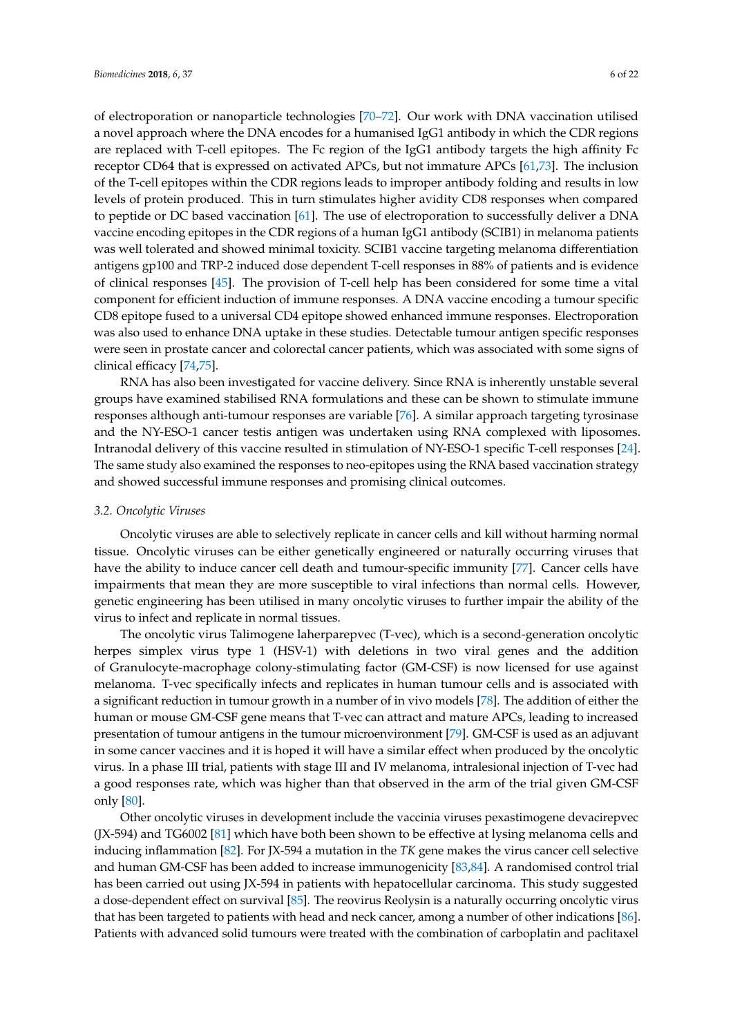of electroporation or nanoparticle technologies [70–72]. Our work with DNA vaccination utilised a novel approach where the DNA encodes for a humanised IgG1 antibody in which the CDR regions are replaced with T-cell epitopes. The Fc region of the IgG1 antibody targets the high affinity Fc receptor CD64 that is expressed on activated APCs, but not immature APCs [61,73]. The inclusion of the T-cell epitopes within the CDR regions leads to improper antibody folding and results in low levels of protein produced. This in turn stimulates higher avidity CD8 responses when compared to peptide or DC based vaccination [61]. The use of electroporation to successfully deliver a DNA vaccine encoding epitopes in the CDR regions of a human IgG1 antibody (SCIB1) in melanoma patients was well tolerated and showed minimal toxicity. SCIB1 vaccine targeting melanoma differentiation antigens gp100 and TRP-2 induced dose dependent T-cell responses in 88% of patients and is evidence of clinical responses [45]. The provision of T-cell help has been considered for some time a vital component for efficient induction of immune responses. A DNA vaccine encoding a tumour specific CD8 epitope fused to a universal CD4 epitope showed enhanced immune responses. Electroporation was also used to enhance DNA uptake in these studies. Detectable tumour antigen specific responses were seen in prostate cancer and colorectal cancer patients, which was associated with some signs of clinical efficacy [74,75].

RNA has also been investigated for vaccine delivery. Since RNA is inherently unstable several groups have examined stabilised RNA formulations and these can be shown to stimulate immune responses although anti-tumour responses are variable [76]. A similar approach targeting tyrosinase and the NY-ESO-1 cancer testis antigen was undertaken using RNA complexed with liposomes. Intranodal delivery of this vaccine resulted in stimulation of NY-ESO-1 specific T-cell responses [24]. The same study also examined the responses to neo-epitopes using the RNA based vaccination strategy and showed successful immune responses and promising clinical outcomes.

### 3.2. Oncolytic Viruses

Oncolytic viruses are able to selectively replicate in cancer cells and kill without harming normal tissue. Oncolytic viruses can be either genetically engineered or naturally occurring viruses that have the ability to induce cancer cell death and tumour-specific immunity [77]. Cancer cells have impairments that mean they are more susceptible to viral infections than normal cells. However, genetic engineering has been utilised in many oncolytic viruses to further impair the ability of the virus to infect and replicate in normal tissues.

The oncolytic virus Talimogene laherparepvec (T-vec), which is a second-generation oncolytic herpes simplex virus type 1 (HSV-1) with deletions in two viral genes and the addition of Granulocyte-macrophage colony-stimulating factor (GM-CSF) is now licensed for use against melanoma. T-vec specifically infects and replicates in human tumour cells and is associated with a significant reduction in tumour growth in a number of in vivo models [78]. The addition of either the human or mouse GM-CSF gene means that T-vec can attract and mature APCs, leading to increased presentation of tumour antigens in the tumour microenvironment [79]. GM-CSF is used as an adjuvant in some cancer vaccines and it is hoped it will have a similar effect when produced by the oncolytic virus. In a phase III trial, patients with stage III and IV melanoma, intralesional injection of T-vec had a good responses rate, which was higher than that observed in the arm of the trial given GM-CSF only [80].

Other oncolytic viruses in development include the vaccinia viruses pexastimogene devacirepvec (JX-594) and TG6002 [81] which have both been shown to be effective at lysing melanoma cells and inducing inflammation [82]. For JX-594 a mutation in the *TK* gene makes the virus cancer cell selective and human GM-CSF has been added to increase immunogenicity [83,84]. A randomised control trial has been carried out using JX-594 in patients with hepatocellular carcinoma. This study suggested a dose-dependent effect on survival [85]. The reovirus Reolysin is a naturally occurring oncolytic virus that has been targeted to patients with head and neck cancer, among a number of other indications [86]. Patients with advanced solid tumours were treated with the combination of carboplatin and paclitaxel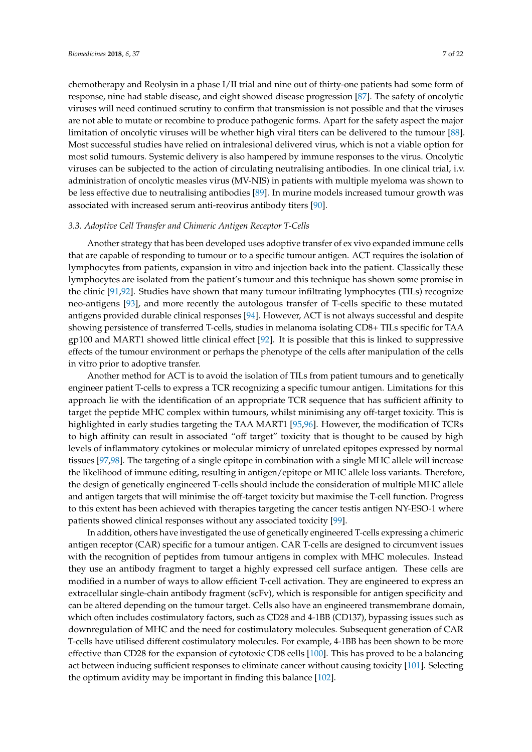chemotherapy and Reolysin in a phase I/II trial and nine out of thirty-one patients had some form of response, nine had stable disease, and eight showed disease progression [87]. The safety of oncolytic viruses will need continued scrutiny to confirm that transmission is not possible and that the viruses are not able to mutate or recombine to produce pathogenic forms. Apart for the safety aspect the major limitation of oncolytic viruses will be whether high viral titers can be delivered to the tumour [88]. Most successful studies have relied on intralesional delivered virus, which is not a viable option for most solid tumours. Systemic delivery is also hampered by immune responses to the virus. Oncolytic viruses can be subjected to the action of circulating neutralising antibodies. In one clinical trial, i.v. administration of oncolytic measles virus (MV-NIS) in patients with multiple myeloma was shown to be less effective due to neutralising antibodies [89]. In murine models increased tumour growth was associated with increased serum anti-reovirus antibody titers [90].

### *3.3. Adoptive Cell Transfer and Chimeric Antigen Receptor T-Cells*

Another strategy that has been developed uses adoptive transfer of ex vivo expanded immune cells that are capable of responding to tumour or to a specific tumour antigen. ACT requires the isolation of lymphocytes from patients, expansion in vitro and injection back into the patient. Classically these lymphocytes are isolated from the patient's tumour and this technique has shown some promise in the clinic [91,92]. Studies have shown that many tumour infiltrating lymphocytes (TILs) recognize neo-antigens [93], and more recently the autologous transfer of T-cells specific to these mutated antigens provided durable clinical responses [94]. However, ACT is not always successful and despite showing persistence of transferred T-cells, studies in melanoma isolating CD8+ TILs specific for TAA gp100 and MART1 showed little clinical effect [92]. It is possible that this is linked to suppressive effects of the tumour environment or perhaps the phenotype of the cells after manipulation of the cells in vitro prior to adoptive transfer.

Another method for ACT is to avoid the isolation of TILs from patient tumours and to genetically engineer patient T-cells to express a TCR recognizing a specific tumour antigen. Limitations for this approach lie with the identification of an appropriate TCR sequence that has sufficient affinity to target the peptide MHC complex within tumours, whilst minimising any off-target toxicity. This is highlighted in early studies targeting the TAA MART1 [95,96]. However, the modification of TCRs to high affinity can result in associated "off target" toxicity that is thought to be caused by high levels of inflammatory cytokines or molecular mimicry of unrelated epitopes expressed by normal tissues [97,98]. The targeting of a single epitope in combination with a single MHC allele will increase the likelihood of immune editing, resulting in antigen/epitope or MHC allele loss variants. Therefore, the design of genetically engineered T-cells should include the consideration of multiple MHC allele and antigen targets that will minimise the off-target toxicity but maximise the T-cell function. Progress to this extent has been achieved with therapies targeting the cancer testis antigen NY-ESO-1 where patients showed clinical responses without any associated toxicity [99].

In addition, others have investigated the use of genetically engineered T-cells expressing a chimeric antigen receptor (CAR) specific for a tumour antigen. CAR T-cells are designed to circumvent issues with the recognition of peptides from tumour antigens in complex with MHC molecules. Instead they use an antibody fragment to target a highly expressed cell surface antigen. These cells are modified in a number of ways to allow efficient T-cell activation. They are engineered to express an extracellular single-chain antibody fragment (scFv), which is responsible for antigen specificity and can be altered depending on the tumour target. Cells also have an engineered transmembrane domain, which often includes costimulatory factors, such as CD28 and 4-1BB (CD137), bypassing issues such as downregulation of MHC and the need for costimulatory molecules. Subsequent generation of CAR T-cells have utilised different costimulatory molecules. For example, 4-1BB has been shown to be more effective than CD28 for the expansion of cytotoxic CD8 cells [100]. This has proved to be a balancing act between inducing sufficient responses to eliminate cancer without causing toxicity [101]. Selecting the optimum avidity may be important in finding this balance [102].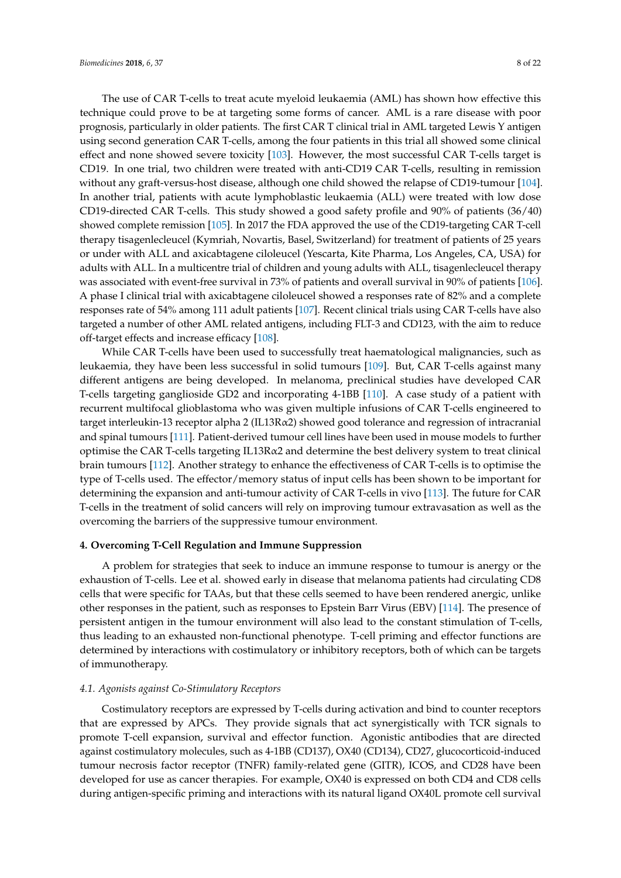The use of CAR T-cells to treat acute myeloid leukaemia (AML) has shown how effective this technique could prove to be at targeting some forms of cancer. AML is a rare disease with poor prognosis, particularly in older patients. The first CAR T clinical trial in AML targeted Lewis Y antigen using second generation CAR T-cells, among the four patients in this trial all showed some clinical effect and none showed severe toxicity [103]. However, the most successful CAR T-cells target is CD19. In one trial, two children were treated with anti-CD19 CAR T-cells, resulting in remission without any graft-versus-host disease, although one child showed the relapse of CD19-tumour [104]. In another trial, patients with acute lymphoblastic leukaemia (ALL) were treated with low dose CD19-directed CAR T-cells. This study showed a good safety profile and 90% of patients (36/40) showed complete remission [105]. In 2017 the FDA approved the use of the CD19-targeting CAR T-cell therapy tisagenlecleucel (Kymriah, Novartis, Basel, Switzerland) for treatment of patients of 25 years or under with ALL and axicabtagene ciloleucel (Yescarta, Kite Pharma, Los Angeles, CA, USA) for adults with ALL. In a multicentre trial of children and young adults with ALL, tisagenlecleucel therapy was associated with event-free survival in 73% of patients and overall survival in 90% of patients [106]. A phase I clinical trial with axicabtagene ciloleucel showed a responses rate of 82% and a complete responses rate of 54% among 111 adult patients [107]. Recent clinical trials using CAR T-cells have also targeted a number of other AML related antigens, including FLT-3 and CD123, with the aim to reduce off-target effects and increase efficacy [108].

While CAR T-cells have been used to successfully treat haematological malignancies, such as leukaemia, they have been less successful in solid tumours [109]. But, CAR T-cells against many different antigens are being developed. In melanoma, preclinical studies have developed CAR T-cells targeting ganglioside GD2 and incorporating 4-1BB [110]. A case study of a patient with recurrent multifocal glioblastoma who was given multiple infusions of CAR T-cells engineered to target interleukin-13 receptor alpha 2 (IL13Rα2) showed good tolerance and regression of intracranial and spinal tumours [111]. Patient-derived tumour cell lines have been used in mouse models to further optimise the CAR T-cells targeting IL13Rα2 and determine the best delivery system to treat clinical brain tumours [112]. Another strategy to enhance the effectiveness of CAR T-cells is to optimise the type of T-cells used. The effector/memory status of input cells has been shown to be important for determining the expansion and anti-tumour activity of CAR T-cells in vivo [113]. The future for CAR T-cells in the treatment of solid cancers will rely on improving tumour extravasation as well as the overcoming the barriers of the suppressive tumour environment.

## 4. Overcoming T-Cell Regulation and Immune Suppression

A problem for strategies that seek to induce an immune response to tumour is anergy or the exhaustion of T-cells. Lee et al. showed early in disease that melanoma patients had circulating CD8 cells that were specific for TAAs, but that these cells seemed to have been rendered anergic, unlike other responses in the patient, such as responses to Epstein Barr Virus (EBV) [114]. The presence of persistent antigen in the tumour environment will also lead to the constant stimulation of T-cells, thus leading to an exhausted non-functional phenotype. T-cell priming and effector functions are determined by interactions with costimulatory or inhibitory receptors, both of which can be targets of immunotherapy.

### *4.1. Agonists against Co-Stimulatory Receptors*

Costimulatory receptors are expressed by T-cells during activation and bind to counter receptors that are expressed by APCs. They provide signals that act synergistically with TCR signals to promote T-cell expansion, survival and effector function. Agonistic antibodies that are directed against costimulatory molecules, such as 4-1BB (CD137), OX40 (CD134), CD27, glucocorticoid-induced tumour necrosis factor receptor (TNFR) family-related gene (GITR), ICOS, and CD28 have been developed for use as cancer therapies. For example, OX40 is expressed on both CD4 and CD8 cells during antigen-specific priming and interactions with its natural ligand OX40L promote cell survival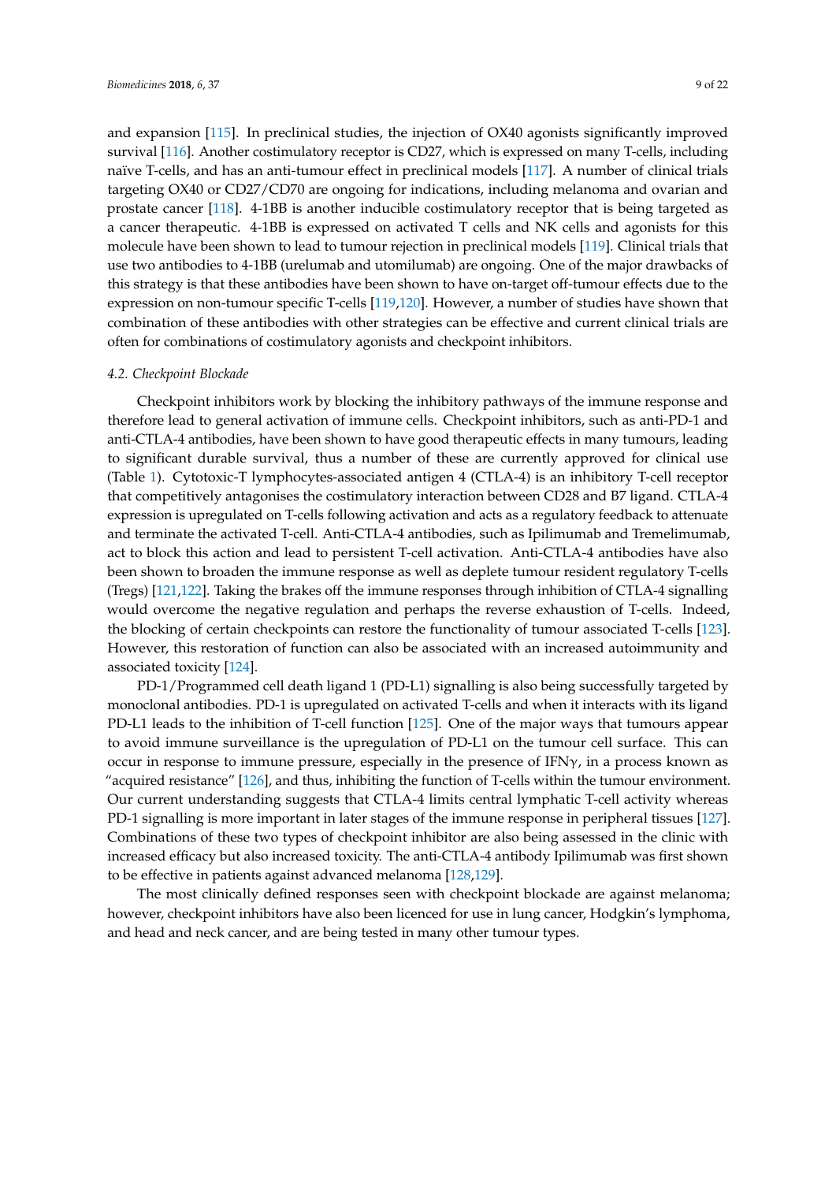and expansion [115]. In preclinical studies, the injection of OX40 agonists significantly improved survival [116]. Another costimulatory receptor is CD27, which is expressed on many T-cells, including naïve T-cells, and has an anti-tumour effect in preclinical models [117]. A number of clinical trials targeting OX40 or CD27/CD70 are ongoing for indications, including melanoma and ovarian and prostate cancer [118]. 4-1BB is another inducible costimulatory receptor that is being targeted as a cancer therapeutic. 4-1BB is expressed on activated T cells and NK cells and agonists for this molecule have been shown to lead to tumour rejection in preclinical models [119]. Clinical trials that use two antibodies to 4-1BB (urelumab and utomilumab) are ongoing. One of the major drawbacks of this strategy is that these antibodies have been shown to have on-target off-tumour effects due to the expression on non-tumour specific T-cells [119,120]. However, a number of studies have shown that combination of these antibodies with other strategies can be effective and current clinical trials are often for combinations of costimulatory agonists and checkpoint inhibitors.

### *4.2. Checkpoint Blockade*

Checkpoint inhibitors work by blocking the inhibitory pathways of the immune response and therefore lead to general activation of immune cells. Checkpoint inhibitors, such as anti-PD-1 and anti-CTLA-4 antibodies, have been shown to have good therapeutic effects in many tumours, leading to significant durable survival, thus a number of these are currently approved for clinical use (Table 1). Cytotoxic-T lymphocytes-associated antigen 4 (CTLA-4) is an inhibitory T-cell receptor that competitively antagonises the costimulatory interaction between CD28 and B7 ligand. CTLA-4 expression is upregulated on T-cells following activation and acts as a regulatory feedback to attenuate and terminate the activated T-cell. Anti-CTLA-4 antibodies, such as Ipilimumab and Tremelimumab, act to block this action and lead to persistent T-cell activation. Anti-CTLA-4 antibodies have also been shown to broaden the immune response as well as deplete tumour resident regulatory T-cells (Tregs) [121,122]. Taking the brakes off the immune responses through inhibition of CTLA-4 signalling would overcome the negative regulation and perhaps the reverse exhaustion of T-cells. Indeed, the blocking of certain checkpoints can restore the functionality of tumour associated T-cells [123]. However, this restoration of function can also be associated with an increased autoimmunity and associated toxicity [124].

PD-1/Programmed cell death ligand 1 (PD-L1) signalling is also being successfully targeted by monoclonal antibodies. PD-1 is upregulated on activated T-cells and when it interacts with its ligand PD-L1 leads to the inhibition of T-cell function [125]. One of the major ways that tumours appear to avoid immune surveillance is the upregulation of PD-L1 on the tumour cell surface. This can occur in response to immune pressure, especially in the presence of IFN$\gamma$, in a process known as "acquired resistance" [126], and thus, inhibiting the function of T-cells within the tumour environment. Our current understanding suggests that CTLA-4 limits central lymphatic T-cell activity whereas PD-1 signalling is more important in later stages of the immune response in peripheral tissues [127]. Combinations of these two types of checkpoint inhibitor are also being assessed in the clinic with increased efficacy but also increased toxicity. The anti-CTLA-4 antibody Ipilimumab was first shown to be effective in patients against advanced melanoma [128,129].

The most clinically defined responses seen with checkpoint blockade are against melanoma; however, checkpoint inhibitors have also been licenced for use in lung cancer, Hodgkin's lymphoma, and head and neck cancer, and are being tested in many other tumour types.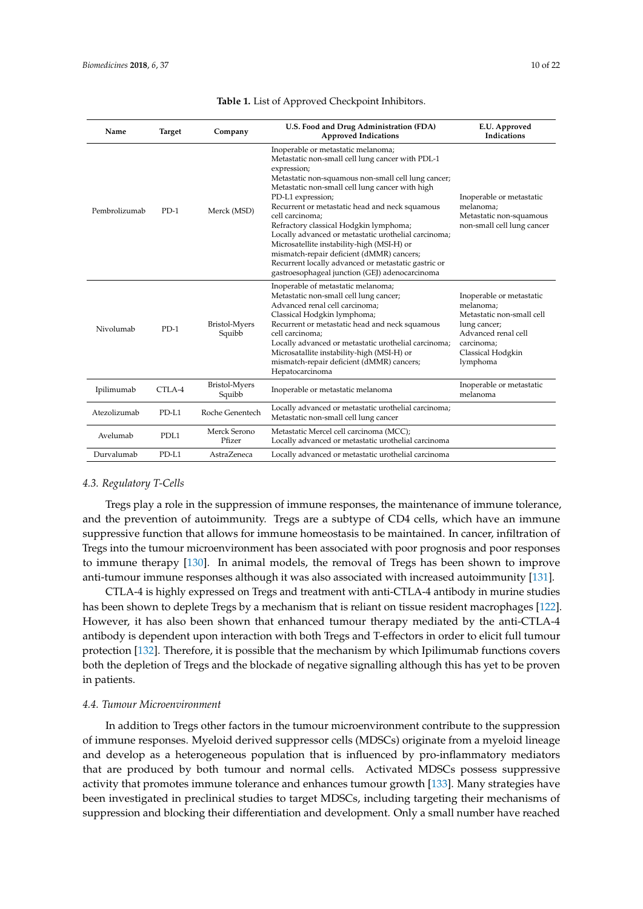**Table 1.** List of Approved Checkpoint Inhibitors.

| Name | Target | Company | U.S. Food and Drug Administration (FDA) Approved Indications | E.U. Approved Indications |
|---|---|---|---|---|
| Pembrolizumab | PD-1 | Merck (MSD) | Inoperable or metastatic melanoma; Metastatic non-small cell lung cancer with PDL-1 expression; Metastatic non-squamous non-small cell lung cancer; Metastatic non-small cell lung cancer with high PD-L1 expression; Recurrent or metastatic head and neck squamous cell carcinoma; Refractory classical Hodgkin lymphoma; Locally advanced or metastatic urothelial carcinoma; Microsatellite instability-high (MSI-H) or mismatch-repair deficient (dMMR) cancers; Recurrent locally advanced or metastatic gastric or gastroesophageal junction (GEJ) adenocarcinoma | Inoperable or metastatic melanoma; Metastatic non-squamous non-small cell lung cancer |
| Nivolumab | PD-1 | Bristol-Myers Squibb | Inoperable of metastatic melanoma; Metastatic non-small cell lung cancer; Advanced renal cell carcinoma; Classical Hodgkin lymphoma; Recurrent or metastatic head and neck squamous cell carcinoma; Locally advanced or metastatic urothelial carcinoma; Microsatallite instability-high (MSI-H) or mismatch-repair deficient (dMMR) cancers; Hepatocarcinoma | Inoperable or metastatic melanoma; Metastatic non-small cell lung cancer; Advanced renal cell carcinoma; Classical Hodgkin lymphoma |
| Ipilimumab | CTLA-4 | Bristol-Myers Squibb | Inoperable or metastatic melanoma | Inoperable or metastatic melanoma |
| Atezolizumab | PD-L1 | Roche Genentech | Locally advanced or metastatic urothelial carcinoma; Metastatic non-small cell lung cancer | |
| Avelumab | PDL1 | Merck Serono Pfizer | Metastatic Mercel cell carcinoma (MCC); Locally advanced or metastatic urothelial carcinoma | |
| Durvalumab | PD-L1 | AstraZeneca | Locally advanced or metastatic urothelial carcinoma | |

### *4.3. Regulatory T-Cells*

Tregs play a role in the suppression of immune responses, the maintenance of immune tolerance, and the prevention of autoimmunity. Tregs are a subtype of CD4 cells, which have an immune suppressive function that allows for immune homeostasis to be maintained. In cancer, infiltration of Tregs into the tumour microenvironment has been associated with poor prognosis and poor responses to immune therapy [130]. In animal models, the removal of Tregs has been shown to improve anti-tumour immune responses although it was also associated with increased autoimmunity [131].

CTLA-4 is highly expressed on Tregs and treatment with anti-CTLA-4 antibody in murine studies has been shown to deplete Tregs by a mechanism that is reliant on tissue resident macrophages [122]. However, it has also been shown that enhanced tumour therapy mediated by the anti-CTLA-4 antibody is dependent upon interaction with both Tregs and T-effectors in order to elicit full tumour protection [132]. Therefore, it is possible that the mechanism by which Ipilimumab functions covers both the depletion of Tregs and the blockade of negative signalling although this has yet to be proven in patients.

### *4.4. Tumour Microenvironment*

In addition to Tregs other factors in the tumour microenvironment contribute to the suppression of immune responses. Myeloid derived suppressor cells (MDSCs) originate from a myeloid lineage and develop as a heterogeneous population that is influenced by pro-inflammatory mediators that are produced by both tumour and normal cells. Activated MDSCs possess suppressive activity that promotes immune tolerance and enhances tumour growth [133]. Many strategies have been investigated in preclinical studies to target MDSCs, including targeting their mechanisms of suppression and blocking their differentiation and development. Only a small number have reached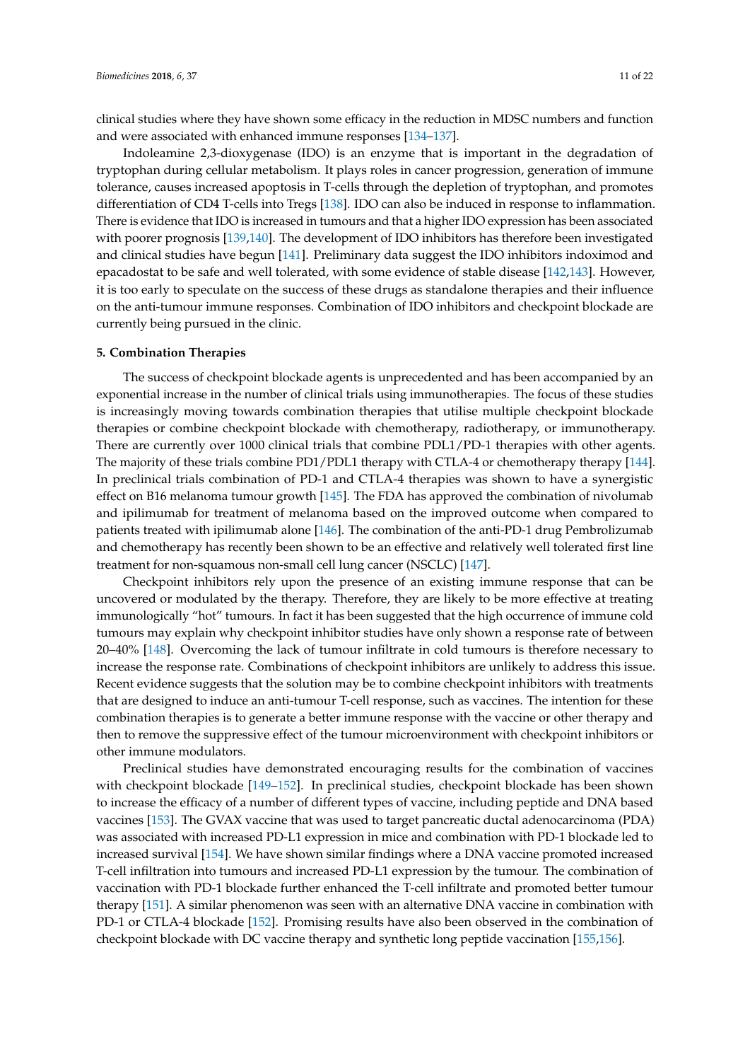clinical studies where they have shown some efficacy in the reduction in MDSC numbers and function and were associated with enhanced immune responses [134–137].

Indoleamine 2,3-dioxygenase (IDO) is an enzyme that is important in the degradation of tryptophan during cellular metabolism. It plays roles in cancer progression, generation of immune tolerance, causes increased apoptosis in T-cells through the depletion of tryptophan, and promotes differentiation of CD4 T-cells into Tregs [138]. IDO can also be induced in response to inflammation. There is evidence that IDO is increased in tumours and that a higher IDO expression has been associated with poorer prognosis [139,140]. The development of IDO inhibitors has therefore been investigated and clinical studies have begun [141]. Preliminary data suggest the IDO inhibitors indoximod and epacadostat to be safe and well tolerated, with some evidence of stable disease [142,143]. However, it is too early to speculate on the success of these drugs as standalone therapies and their influence on the anti-tumour immune responses. Combination of IDO inhibitors and checkpoint blockade are currently being pursued in the clinic.

## 5. Combination Therapies

The success of checkpoint blockade agents is unprecedented and has been accompanied by an exponential increase in the number of clinical trials using immunotherapies. The focus of these studies is increasingly moving towards combination therapies that utilise multiple checkpoint blockade therapies or combine checkpoint blockade with chemotherapy, radiotherapy, or immunotherapy. There are currently over 1000 clinical trials that combine PDL1/PD-1 therapies with other agents. The majority of these trials combine PD1/PDL1 therapy with CTLA-4 or chemotherapy therapy [144]. In preclinical trials combination of PD-1 and CTLA-4 therapies was shown to have a synergistic effect on B16 melanoma tumour growth [145]. The FDA has approved the combination of nivolumab and ipilimumab for treatment of melanoma based on the improved outcome when compared to patients treated with ipilimumab alone [146]. The combination of the anti-PD-1 drug Pembrolizumab and chemotherapy has recently been shown to be an effective and relatively well tolerated first line treatment for non-squamous non-small cell lung cancer (NSCLC) [147].

Checkpoint inhibitors rely upon the presence of an existing immune response that can be uncovered or modulated by the therapy. Therefore, they are likely to be more effective at treating immunologically "hot" tumours. In fact it has been suggested that the high occurrence of immune cold tumours may explain why checkpoint inhibitor studies have only shown a response rate of between 20–40% [148]. Overcoming the lack of tumour infiltrate in cold tumours is therefore necessary to increase the response rate. Combinations of checkpoint inhibitors are unlikely to address this issue. Recent evidence suggests that the solution may be to combine checkpoint inhibitors with treatments that are designed to induce an anti-tumour T-cell response, such as vaccines. The intention for these combination therapies is to generate a better immune response with the vaccine or other therapy and then to remove the suppressive effect of the tumour microenvironment with checkpoint inhibitors or other immune modulators.

Preclinical studies have demonstrated encouraging results for the combination of vaccines with checkpoint blockade [149–152]. In preclinical studies, checkpoint blockade has been shown to increase the efficacy of a number of different types of vaccine, including peptide and DNA based vaccines [153]. The GVAX vaccine that was used to target pancreatic ductal adenocarcinoma (PDA) was associated with increased PD-L1 expression in mice and combination with PD-1 blockade led to increased survival [154]. We have shown similar findings where a DNA vaccine promoted increased T-cell infiltration into tumours and increased PD-L1 expression by the tumour. The combination of vaccination with PD-1 blockade further enhanced the T-cell infiltrate and promoted better tumour therapy [151]. A similar phenomenon was seen with an alternative DNA vaccine in combination with PD-1 or CTLA-4 blockade [152]. Promising results have also been observed in the combination of checkpoint blockade with DC vaccine therapy and synthetic long peptide vaccination [155,156].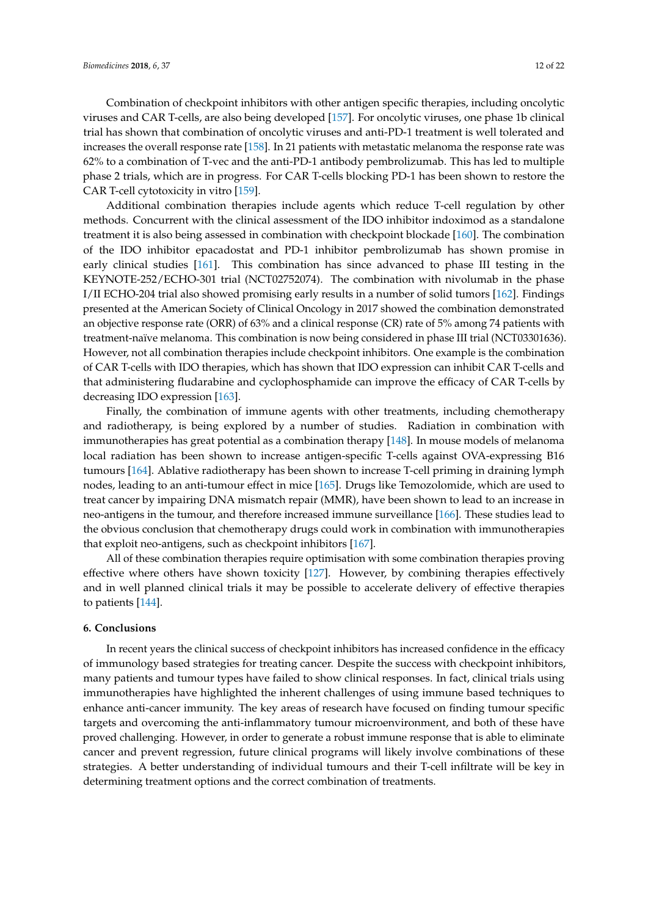Combination of checkpoint inhibitors with other antigen specific therapies, including oncolytic viruses and CAR T-cells, are also being developed [157]. For oncolytic viruses, one phase 1b clinical trial has shown that combination of oncolytic viruses and anti-PD-1 treatment is well tolerated and increases the overall response rate [158]. In 21 patients with metastatic melanoma the response rate was 62% to a combination of T-vec and the anti-PD-1 antibody pembrolizumab. This has led to multiple phase 2 trials, which are in progress. For CAR T-cells blocking PD-1 has been shown to restore the CAR T-cell cytotoxicity in vitro [159].

Additional combination therapies include agents which reduce T-cell regulation by other methods. Concurrent with the clinical assessment of the IDO inhibitor indoximod as a standalone treatment it is also being assessed in combination with checkpoint blockade [160]. The combination of the IDO inhibitor epacadostat and PD-1 inhibitor pembrolizumab has shown promise in early clinical studies [161]. This combination has since advanced to phase III testing in the KEYNOTE-252/ECHO-301 trial (NCT02752074). The combination with nivolumab in the phase I/II ECHO-204 trial also showed promising early results in a number of solid tumors [162]. Findings presented at the American Society of Clinical Oncology in 2017 showed the combination demonstrated an objective response rate (ORR) of 63% and a clinical response (CR) rate of 5% among 74 patients with treatment-naïve melanoma. This combination is now being considered in phase III trial (NCT03301636). However, not all combination therapies include checkpoint inhibitors. One example is the combination of CAR T-cells with IDO therapies, which has shown that IDO expression can inhibit CAR T-cells and that administering fludarabine and cyclophosphamide can improve the efficacy of CAR T-cells by decreasing IDO expression [163].

Finally, the combination of immune agents with other treatments, including chemotherapy and radiotherapy, is being explored by a number of studies. Radiation in combination with immunotherapies has great potential as a combination therapy [148]. In mouse models of melanoma local radiation has been shown to increase antigen-specific T-cells against OVA-expressing B16 tumours [164]. Ablative radiotherapy has been shown to increase T-cell priming in draining lymph nodes, leading to an anti-tumour effect in mice [165]. Drugs like Temozolomide, which are used to treat cancer by impairing DNA mismatch repair (MMR), have been shown to lead to an increase in neo-antigens in the tumour, and therefore increased immune surveillance [166]. These studies lead to the obvious conclusion that chemotherapy drugs could work in combination with immunotherapies that exploit neo-antigens, such as checkpoint inhibitors [167].

All of these combination therapies require optimisation with some combination therapies proving effective where others have shown toxicity [127]. However, by combining therapies effectively and in well planned clinical trials it may be possible to accelerate delivery of effective therapies to patients [144].

## 6. Conclusions

In recent years the clinical success of checkpoint inhibitors has increased confidence in the efficacy of immunology based strategies for treating cancer. Despite the success with checkpoint inhibitors, many patients and tumour types have failed to show clinical responses. In fact, clinical trials using immunotherapies have highlighted the inherent challenges of using immune based techniques to enhance anti-cancer immunity. The key areas of research have focused on finding tumour specific targets and overcoming the anti-inflammatory tumour microenvironment, and both of these have proved challenging. However, in order to generate a robust immune response that is able to eliminate cancer and prevent regression, future clinical programs will likely involve combinations of these strategies. A better understanding of individual tumours and their T-cell infiltrate will be key in determining treatment options and the correct combination of treatments.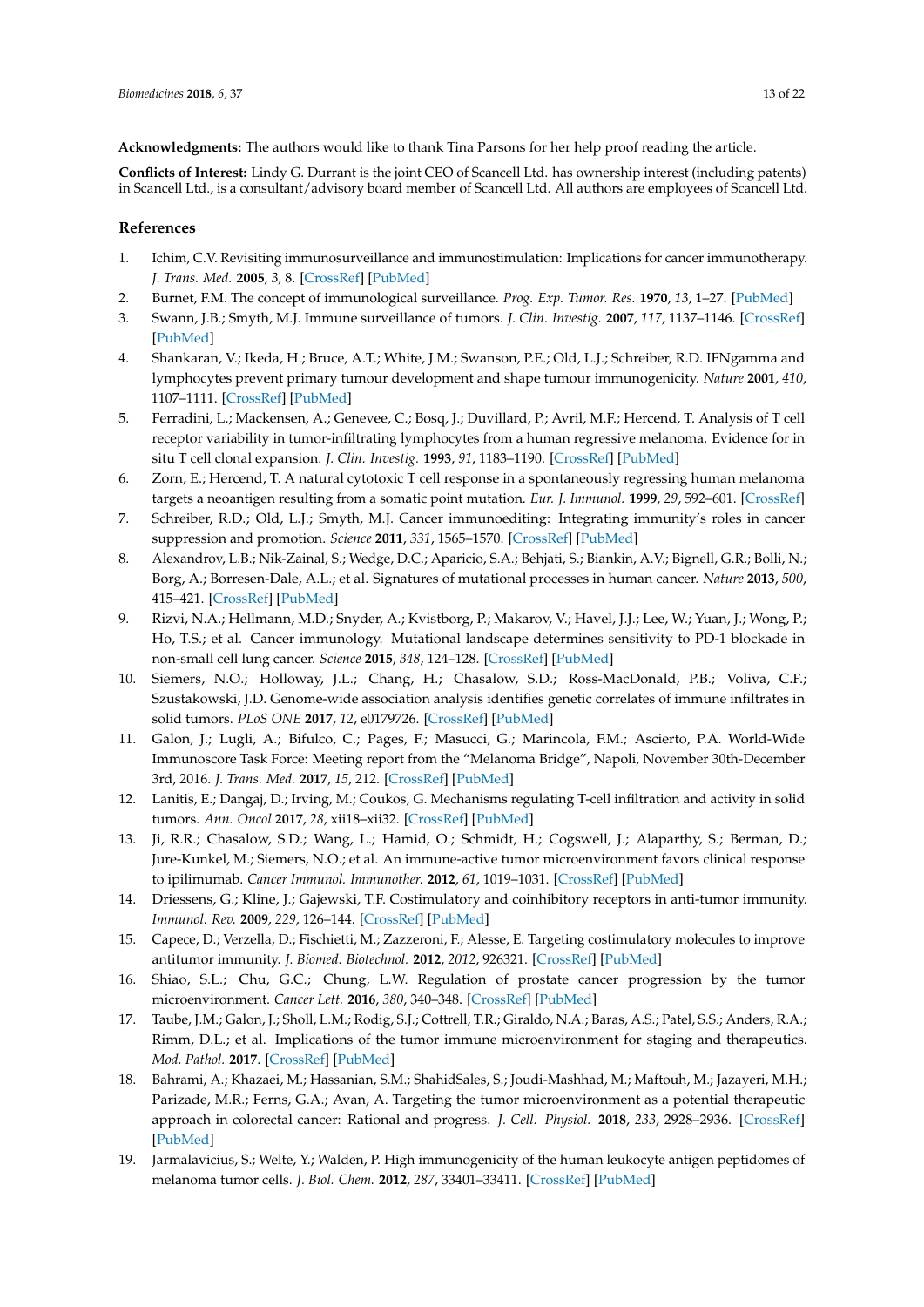**Acknowledgments:** The authors would like to thank Tina Parsons for her help proof reading the article.

**Conflicts of Interest:** Lindy G. Durrant is the joint CEO of Scancell Ltd. has ownership interest (including patents) in Scancell Ltd., is a consultant/advisory board member of Scancell Ltd. All authors are employees of Scancell Ltd.

## References

1. Ichim, C.V. Revisiting immunosurveillance and immunostimulation: Implications for cancer immunotherapy. *J. Trans. Med.* **2005**, *3*, 8. [CrossRef] [PubMed]
2. Burnet, F.M. The concept of immunological surveillance. *Prog. Exp. Tumor. Res.* **1970**, *13*, 1–27. [PubMed]
3. Swann, J.B.; Smyth, M.J. Immune surveillance of tumors. *J. Clin. Investig.* **2007**, *117*, 1137–1146. [CrossRef] [PubMed]
4. Shankaran, V.; Ikeda, H.; Bruce, A.T.; White, J.M.; Swanson, P.E.; Old, L.J.; Schreiber, R.D. IFNgamma and lymphocytes prevent primary tumour development and shape tumour immunogenicity. *Nature* **2001**, *410*, 1107–1111. [CrossRef] [PubMed]
5. Ferradini, L.; Mackensen, A.; Genevee, C.; Bosq, J.; Duvillard, P.; Avril, M.F.; Hercend, T. Analysis of T cell receptor variability in tumor-infiltrating lymphocytes from a human regressive melanoma. Evidence for in situ T cell clonal expansion. *J. Clin. Investig.* **1993**, *91*, 1183–1190. [CrossRef] [PubMed]
6. Zorn, E.; Hercend, T. A natural cytotoxic T cell response in a spontaneously regressing human melanoma targets a neoantigen resulting from a somatic point mutation. *Eur. J. Immunol.* **1999**, *29*, 592–601. [CrossRef]
7. Schreiber, R.D.; Old, L.J.; Smyth, M.J. Cancer immunoediting: Integrating immunity's roles in cancer suppression and promotion. *Science* **2011**, *331*, 1565–1570. [CrossRef] [PubMed]
8. Alexandrov, L.B.; Nik-Zainal, S.; Wedge, D.C.; Aparicio, S.A.; Behjati, S.; Biankin, A.V.; Bignell, G.R.; Bolli, N.; Borg, A.; Borresen-Dale, A.L.; et al. Signatures of mutational processes in human cancer. *Nature* **2013**, *500*, 415–421. [CrossRef] [PubMed]
9. Rizvi, N.A.; Hellmann, M.D.; Snyder, A.; Kvistborg, P.; Makarov, V.; Havel, J.J.; Lee, W.; Yuan, J.; Wong, P.; Ho, T.S.; et al. Cancer immunology. Mutational landscape determines sensitivity to PD-1 blockade in non-small cell lung cancer. *Science* **2015**, *348*, 124–128. [CrossRef] [PubMed]
10. Siemers, N.O.; Holloway, J.L.; Chang, H.; Chasalow, S.D.; Ross-MacDonald, P.B.; Voliva, C.F.; Szustakowski, J.D. Genome-wide association analysis identifies genetic correlates of immune infiltrates in solid tumors. *PLoS ONE* **2017**, *12*, e0179726. [CrossRef] [PubMed]
11. Galon, J.; Lugli, A.; Bifulco, C.; Pages, F.; Masucci, G.; Marincola, F.M.; Ascierto, P.A. World-Wide Immunoscore Task Force: Meeting report from the "Melanoma Bridge", Napoli, November 30th-December 3rd, 2016. *J. Trans. Med.* **2017**, *15*, 212. [CrossRef] [PubMed]
12. Lanitis, E.; Dangaj, D.; Irving, M.; Coukos, G. Mechanisms regulating T-cell infiltration and activity in solid tumors. *Ann. Oncol* **2017**, *28*, xii18–xii32. [CrossRef] [PubMed]
13. Ji, R.R.; Chasalow, S.D.; Wang, L.; Hamid, O.; Schmidt, H.; Cogswell, J.; Alaparthy, S.; Berman, D.; Jure-Kunkel, M.; Siemers, N.O.; et al. An immune-active tumor microenvironment favors clinical response to ipilimumab. *Cancer Immunol. Immunother.* **2012**, *61*, 1019–1031. [CrossRef] [PubMed]
14. Driessens, G.; Kline, J.; Gajewski, T.F. Costimulatory and coinhibitory receptors in anti-tumor immunity. *Immunol. Rev.* **2009**, *229*, 126–144. [CrossRef] [PubMed]
15. Capece, D.; Verzella, D.; Fischietti, M.; Zazzeroni, F.; Alesse, E. Targeting costimulatory molecules to improve antitumor immunity. *J. Biomed. Biotechnol.* **2012**, *2012*, 926321. [CrossRef] [PubMed]
16. Shiao, S.L.; Chu, G.C.; Chung, L.W. Regulation of prostate cancer progression by the tumor microenvironment. *Cancer Lett.* **2016**, *380*, 340–348. [CrossRef] [PubMed]
17. Taube, J.M.; Galon, J.; Sholl, L.M.; Rodig, S.J.; Cottrell, T.R.; Giraldo, N.A.; Baras, A.S.; Patel, S.S.; Anders, R.A.; Rimm, D.L.; et al. Implications of the tumor immune microenvironment for staging and therapeutics. *Mod. Pathol.* **2017**. [CrossRef] [PubMed]
18. Bahrami, A.; Khazaei, M.; Hassanian, S.M.; ShahidSales, S.; Joudi-Mashhad, M.; Maftouh, M.; Jazayeri, M.H.; Parizade, M.R.; Ferns, G.A.; Avan, A. Targeting the tumor microenvironment as a potential therapeutic approach in colorectal cancer: Rational and progress. *J. Cell. Physiol.* **2018**, *233*, 2928–2936. [CrossRef] [PubMed]
19. Jarmalavicius, S.; Welte, Y.; Walden, P. High immunogenicity of the human leukocyte antigen peptidomes of melanoma tumor cells. *J. Biol. Chem.* **2012**, *287*, 33401–33411. [CrossRef] [PubMed]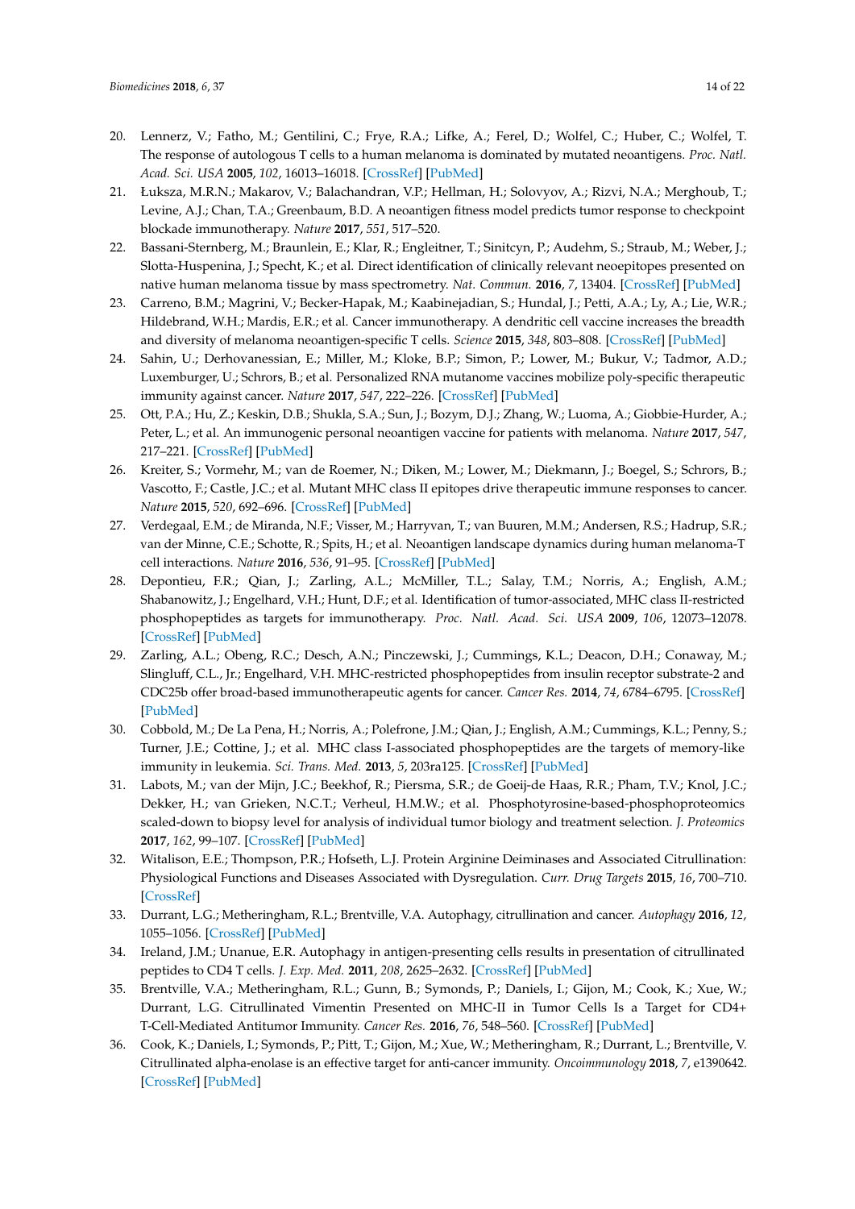20. Lennerz, V.; Fatho, M.; Gentilini, C.; Frye, R.A.; Lifke, A.; Ferel, D.; Wolfel, C.; Huber, C.; Wolfel, T. The response of autologous T cells to a human melanoma is dominated by mutated neoantigens. *Proc. Natl. Acad. Sci. USA* **2005**, *102*, 16013–16018. [CrossRef] [PubMed]
21. Łuksza, M.R.N.; Makarov, V.; Balachandran, V.P.; Hellman, H.; Solovyov, A.; Rizvi, N.A.; Merghoub, T.; Levine, A.J.; Chan, T.A.; Greenbaum, B.D. A neoantigen fitness model predicts tumor response to checkpoint blockade immunotherapy. *Nature* **2017**, *551*, 517–520.
22. Bassani-Sternberg, M.; Braunlein, E.; Klar, R.; Engleitner, T.; Sinitcyn, P.; Audehm, S.; Straub, M.; Weber, J.; Slotta-Huspenina, J.; Specht, K.; et al. Direct identification of clinically relevant neoepitopes presented on native human melanoma tissue by mass spectrometry. *Nat. Commun.* **2016**, *7*, 13404. [CrossRef] [PubMed]
23. Carreno, B.M.; Magrini, V.; Becker-Hapak, M.; Kaabinejadian, S.; Hundal, J.; Petti, A.A.; Ly, A.; Lie, W.R.; Hildebrand, W.H.; Mardis, E.R.; et al. Cancer immunotherapy. A dendritic cell vaccine increases the breadth and diversity of melanoma neoantigen-specific T cells. *Science* **2015**, *348*, 803–808. [CrossRef] [PubMed]
24. Sahin, U.; Derhovanessian, E.; Miller, M.; Kloke, B.P.; Simon, P.; Lower, M.; Bukur, V.; Tadmor, A.D.; Luxemburger, U.; Schrors, B.; et al. Personalized RNA mutanome vaccines mobilize poly-specific therapeutic immunity against cancer. *Nature* **2017**, *547*, 222–226. [CrossRef] [PubMed]
25. Ott, P.A.; Hu, Z.; Keskin, D.B.; Shukla, S.A.; Sun, J.; Bozym, D.J.; Zhang, W.; Luoma, A.; Giobbie-Hurder, A.; Peter, L.; et al. An immunogenic personal neoantigen vaccine for patients with melanoma. *Nature* **2017**, *547*, 217–221. [CrossRef] [PubMed]
26. Kreiter, S.; Vormehr, M.; van de Roemer, N.; Diken, M.; Lower, M.; Diekmann, J.; Boegel, S.; Schrors, B.; Vascotto, F.; Castle, J.C.; et al. Mutant MHC class II epitopes drive therapeutic immune responses to cancer. *Nature* **2015**, *520*, 692–696. [CrossRef] [PubMed]
27. Verdegaal, E.M.; de Miranda, N.F.; Visser, M.; Harryvan, T.; van Buuren, M.M.; Andersen, R.S.; Hadrup, S.R.; van der Minne, C.E.; Schotte, R.; Spits, H.; et al. Neoantigen landscape dynamics during human melanoma-T cell interactions. *Nature* **2016**, *536*, 91–95. [CrossRef] [PubMed]
28. Depontieu, F.R.; Qian, J.; Zarling, A.L.; McMiller, T.L.; Salay, T.M.; Norris, A.; English, A.M.; Shabanowitz, J.; Engelhard, V.H.; Hunt, D.F.; et al. Identification of tumor-associated, MHC class II-restricted phosphopeptides as targets for immunotherapy. *Proc. Natl. Acad. Sci. USA* **2009**, *106*, 12073–12078. [CrossRef] [PubMed]
29. Zarling, A.L.; Obeng, R.C.; Desch, A.N.; Pinczewski, J.; Cummings, K.L.; Deacon, D.H.; Conaway, M.; Slingluff, C.L., Jr.; Engelhard, V.H. MHC-restricted phosphopeptides from insulin receptor substrate-2 and CDC25b offer broad-based immunotherapeutic agents for cancer. *Cancer Res.* **2014**, *74*, 6784–6795. [CrossRef] [PubMed]
30. Cobbold, M.; De La Pena, H.; Norris, A.; Polefrone, J.M.; Qian, J.; English, A.M.; Cummings, K.L.; Penny, S.; Turner, J.E.; Cottine, J.; et al. MHC class I-associated phosphopeptides are the targets of memory-like immunity in leukemia. *Sci. Trans. Med.* **2013**, *5*, 203ra125. [CrossRef] [PubMed]
31. Labots, M.; van der Mijn, J.C.; Beekhof, R.; Piersma, S.R.; de Goeij-de Haas, R.R.; Pham, T.V.; Knol, J.C.; Dekker, H.; van Grieken, N.C.T.; Verheul, H.M.W.; et al. Phosphotyrosine-based-phosphoproteomics scaled-down to biopsy level for analysis of individual tumor biology and treatment selection. *J. Proteomics* **2017**, *162*, 99–107. [CrossRef] [PubMed]
32. Witalison, E.E.; Thompson, P.R.; Hofseth, L.J. Protein Arginine Deiminases and Associated Citrullination: Physiological Functions and Diseases Associated with Dysregulation. *Curr. Drug Targets* **2015**, *16*, 700–710. [CrossRef]
33. Durrant, L.G.; Metheringham, R.L.; Brentville, V.A. Autophagy, citrullination and cancer. *Autophagy* **2016**, *12*, 1055–1056. [CrossRef] [PubMed]
34. Ireland, J.M.; Unanue, E.R. Autophagy in antigen-presenting cells results in presentation of citrullinated peptides to CD4 T cells. *J. Exp. Med.* **2011**, *208*, 2625–2632. [CrossRef] [PubMed]
35. Brentville, V.A.; Metheringham, R.L.; Gunn, B.; Symonds, P.; Daniels, I.; Gijon, M.; Cook, K.; Xue, W.; Durrant, L.G. Citrullinated Vimentin Presented on MHC-II in Tumor Cells Is a Target for CD4+ T-Cell-Mediated Antitumor Immunity. *Cancer Res.* **2016**, *76*, 548–560. [CrossRef] [PubMed]
36. Cook, K.; Daniels, I.; Symonds, P.; Pitt, T.; Gijon, M.; Xue, W.; Metheringham, R.; Durrant, L.; Brentville, V. Citrullinated alpha-enolase is an effective target for anti-cancer immunity. *Oncoimmunology* **2018**, *7*, e1390642. [CrossRef] [PubMed]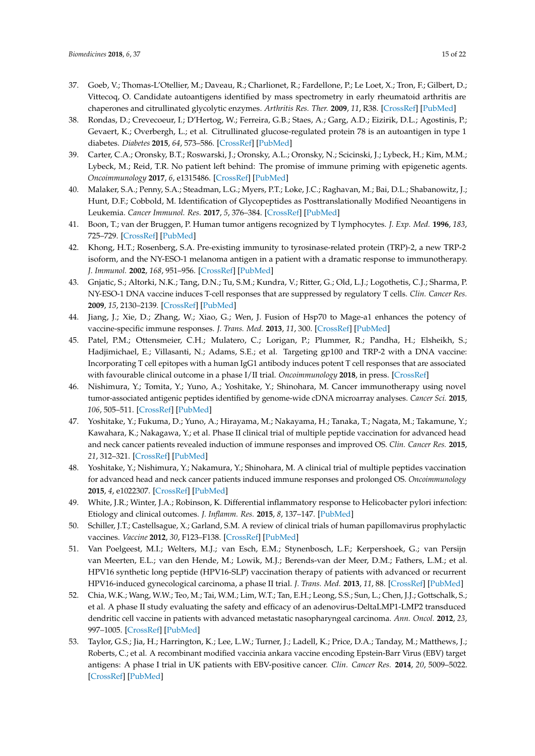37. Goeb, V.; Thomas-L'Otellier, M.; Daveau, R.; Charlionet, R.; Fardellone, P.; Le Loet, X.; Tron, F.; Gilbert, D.; Vittecoq, O. Candidate autoantigens identified by mass spectrometry in early rheumatoid arthritis are chaperones and citrullinated glycolytic enzymes. *Arthritis Res. Ther.* **2009**, *11*, R38. [CrossRef] [PubMed]
38. Rondas, D.; Crevecoeur, I.; D'Hertog, W.; Ferreira, G.B.; Staes, A.; Garg, A.D.; Eizirik, D.L.; Agostinis, P.; Gevaert, K.; Overbergh, L.; et al. Citrullinated glucose-regulated protein 78 is an autoantigen in type 1 diabetes. *Diabetes* **2015**, *64*, 573–586. [CrossRef] [PubMed]
39. Carter, C.A.; Oronsky, B.T.; Roswarski, J.; Oronsky, A.L.; Oronsky, N.; Scicinski, J.; Lybeck, H.; Kim, M.M.; Lybeck, M.; Reid, T.R. No patient left behind: The promise of immune priming with epigenetic agents. *Oncoimmunology* **2017**, *6*, e1315486. [CrossRef] [PubMed]
40. Malaker, S.A.; Penny, S.A.; Steadman, L.G.; Myers, P.T.; Loke, J.C.; Raghavan, M.; Bai, D.L.; Shabanowitz, J.; Hunt, D.F.; Cobbold, M. Identification of Glycopeptides as Posttranslationally Modified Neoantigens in Leukemia. *Cancer Immunol. Res.* **2017**, *5*, 376–384. [CrossRef] [PubMed]
41. Boon, T.; van der Bruggen, P. Human tumor antigens recognized by T lymphocytes. *J. Exp. Med.* **1996**, *183*, 725–729. [CrossRef] [PubMed]
42. Khong, H.T.; Rosenberg, S.A. Pre-existing immunity to tyrosinase-related protein (TRP)-2, a new TRP-2 isoform, and the NY-ESO-1 melanoma antigen in a patient with a dramatic response to immunotherapy. *J. Immunol.* **2002**, *168*, 951–956. [CrossRef] [PubMed]
43. Gnjatic, S.; Altorki, N.K.; Tang, D.N.; Tu, S.M.; Kundra, V.; Ritter, G.; Old, L.J.; Logothetis, C.J.; Sharma, P. NY-ESO-1 DNA vaccine induces T-cell responses that are suppressed by regulatory T cells. *Clin. Cancer Res.* **2009**, *15*, 2130–2139. [CrossRef] [PubMed]
44. Jiang, J.; Xie, D.; Zhang, W.; Xiao, G.; Wen, J. Fusion of Hsp70 to Mage-a1 enhances the potency of vaccine-specific immune responses. *J. Trans. Med.* **2013**, *11*, 300. [CrossRef] [PubMed]
45. Patel, P.M.; Ottensmeier, C.H.; Mulatero, C.; Lorigan, P.; Plummer, R.; Pandha, H.; Elsheikh, S.; Hadjimichael, E.; Villasanti, N.; Adams, S.E.; et al. Targeting gp100 and TRP-2 with a DNA vaccine: Incorporating T cell epitopes with a human IgG1 antibody induces potent T cell responses that are associated with favourable clinical outcome in a phase I/II trial. *Oncoimmunology* **2018**, in press. [CrossRef]
46. Nishimura, Y.; Tomita, Y.; Yuno, A.; Yoshitake, Y.; Shinohara, M. Cancer immunotherapy using novel tumor-associated antigenic peptides identified by genome-wide cDNA microarray analyses. *Cancer Sci.* **2015**, *106*, 505–511. [CrossRef] [PubMed]
47. Yoshitake, Y.; Fukuma, D.; Yuno, A.; Hirayama, M.; Nakayama, H.; Tanaka, T.; Nagata, M.; Takamune, Y.; Kawahara, K.; Nakagawa, Y.; et al. Phase II clinical trial of multiple peptide vaccination for advanced head and neck cancer patients revealed induction of immune responses and improved OS. *Clin. Cancer Res.* **2015**, *21*, 312–321. [CrossRef] [PubMed]
48. Yoshitake, Y.; Nishimura, Y.; Nakamura, Y.; Shinohara, M. A clinical trial of multiple peptides vaccination for advanced head and neck cancer patients induced immune responses and prolonged OS. *Oncoimmunology* **2015**, *4*, e1022307. [CrossRef] [PubMed]
49. White, J.R.; Winter, J.A.; Robinson, K. Differential inflammatory response to Helicobacter pylori infection: Etiology and clinical outcomes. *J. Inflamm. Res.* **2015**, *8*, 137–147. [PubMed]
50. Schiller, J.T.; Castellsague, X.; Garland, S.M. A review of clinical trials of human papillomavirus prophylactic vaccines. *Vaccine* **2012**, *30*, F123–F138. [CrossRef] [PubMed]
51. Van Poelgeest, M.I.; Welters, M.J.; van Esch, E.M.; Stynenbosch, L.F.; Kerpershoek, G.; van Persijn van Meerten, E.L.; van den Hende, M.; Lowik, M.J.; Berends-van der Meer, D.M.; Fathers, L.M.; et al. HPV16 synthetic long peptide (HPV16-SLP) vaccination therapy of patients with advanced or recurrent HPV16-induced gynecological carcinoma, a phase II trial. *J. Trans. Med.* **2013**, *11*, 88. [CrossRef] [PubMed]
52. Chia, W.K.; Wang, W.W.; Teo, M.; Tai, W.M.; Lim, W.T.; Tan, E.H.; Leong, S.S.; Sun, L.; Chen, J.J.; Gottschalk, S.; et al. A phase II study evaluating the safety and efficacy of an adenovirus-DeltaLMP1-LMP2 transduced dendritic cell vaccine in patients with advanced metastatic nasopharyngeal carcinoma. *Ann. Oncol.* **2012**, *23*, 997–1005. [CrossRef] [PubMed]
53. Taylor, G.S.; Jia, H.; Harrington, K.; Lee, L.W.; Turner, J.; Ladell, K.; Price, D.A.; Tanday, M.; Matthews, J.; Roberts, C.; et al. A recombinant modified vaccinia ankara vaccine encoding Epstein-Barr Virus (EBV) target antigens: A phase I trial in UK patients with EBV-positive cancer. *Clin. Cancer Res.* **2014**, *20*, 5009–5022. [CrossRef] [PubMed]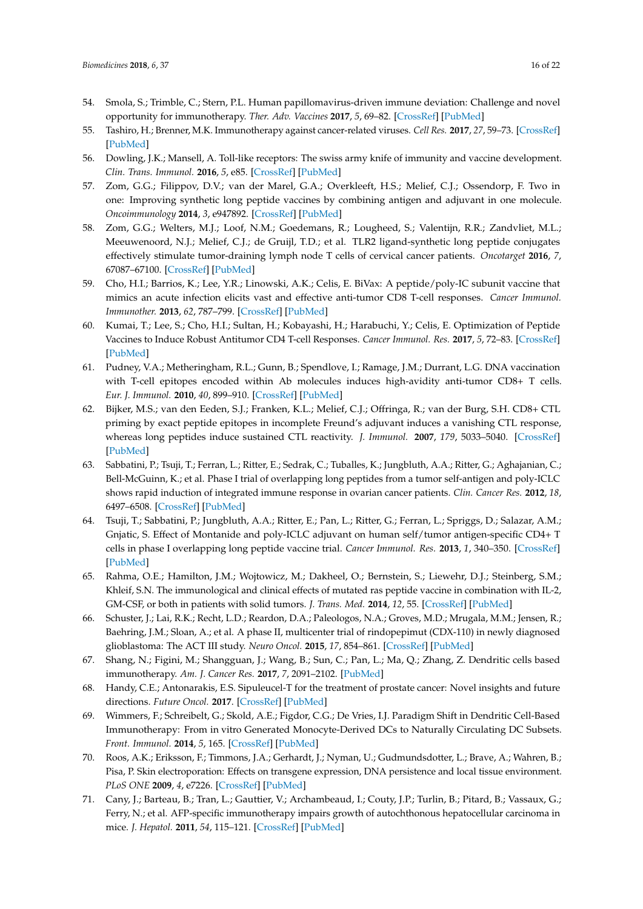54. Smola, S.; Trimble, C.; Stern, P.L. Human papillomavirus-driven immune deviation: Challenge and novel opportunity for immunotherapy. *Ther. Adv. Vaccines* **2017**, *5*, 69–82. [CrossRef] [PubMed]
55. Tashiro, H.; Brenner, M.K. Immunotherapy against cancer-related viruses. *Cell Res.* **2017**, *27*, 59–73. [CrossRef] [PubMed]
56. Dowling, J.K.; Mansell, A. Toll-like receptors: The swiss army knife of immunity and vaccine development. *Clin. Trans. Immunol.* **2016**, *5*, e85. [CrossRef] [PubMed]
57. Zom, G.G.; Filippov, D.V.; van der Marel, G.A.; Overkleeft, H.S.; Melief, C.J.; Ossendorp, F. Two in one: Improving synthetic long peptide vaccines by combining antigen and adjuvant in one molecule. *Oncoimmunology* **2014**, *3*, e947892. [CrossRef] [PubMed]
58. Zom, G.G.; Welters, M.J.; Loof, N.M.; Goedemans, R.; Lougheed, S.; Valentijn, R.R.; Zandvliet, M.L.; Meeuwenoord, N.J.; Melief, C.J.; de Gruijl, T.D.; et al. TLR2 ligand-synthetic long peptide conjugates effectively stimulate tumor-draining lymph node T cells of cervical cancer patients. *Oncotarget* **2016**, *7*, 67087–67100. [CrossRef] [PubMed]
59. Cho, H.I.; Barrios, K.; Lee, Y.R.; Linowski, A.K.; Celis, E. BiVax: A peptide/poly-IC subunit vaccine that mimics an acute infection elicits vast and effective anti-tumor CD8 T-cell responses. *Cancer Immunol. Immunother.* **2013**, *62*, 787–799. [CrossRef] [PubMed]
60. Kumai, T.; Lee, S.; Cho, H.I.; Sultan, H.; Kobayashi, H.; Harabuchi, Y.; Celis, E. Optimization of Peptide Vaccines to Induce Robust Antitumor CD4 T-cell Responses. *Cancer Immunol. Res.* **2017**, *5*, 72–83. [CrossRef] [PubMed]
61. Pudney, V.A.; Metheringham, R.L.; Gunn, B.; Spendlove, I.; Ramage, J.M.; Durrant, L.G. DNA vaccination with T-cell epitopes encoded within Ab molecules induces high-avidity anti-tumor CD8+ T cells. *Eur. J. Immunol.* **2010**, *40*, 899–910. [CrossRef] [PubMed]
62. Bijker, M.S.; van den Eeden, S.J.; Franken, K.L.; Melief, C.J.; Offringa, R.; van der Burg, S.H. CD8+ CTL priming by exact peptide epitopes in incomplete Freund's adjuvant induces a vanishing CTL response, whereas long peptides induce sustained CTL reactivity. *J. Immunol.* **2007**, *179*, 5033–5040. [CrossRef] [PubMed]
63. Sabbatini, P.; Tsuji, T.; Ferran, L.; Ritter, E.; Sedrak, C.; Tuballes, K.; Jungbluth, A.A.; Ritter, G.; Aghajanian, C.; Bell-McGuinn, K.; et al. Phase I trial of overlapping long peptides from a tumor self-antigen and poly-ICLC shows rapid induction of integrated immune response in ovarian cancer patients. *Clin. Cancer Res.* **2012**, *18*, 6497–6508. [CrossRef] [PubMed]
64. Tsuji, T.; Sabbatini, P.; Jungbluth, A.A.; Ritter, E.; Pan, L.; Ritter, G.; Ferran, L.; Spriggs, D.; Salazar, A.M.; Gnjatic, S. Effect of Montanide and poly-ICLC adjuvant on human self/tumor antigen-specific CD4+ T cells in phase I overlapping long peptide vaccine trial. *Cancer Immunol. Res.* **2013**, *1*, 340–350. [CrossRef] [PubMed]
65. Rahma, O.E.; Hamilton, J.M.; Wojtowicz, M.; Dakheel, O.; Bernstein, S.; Liewehr, D.J.; Steinberg, S.M.; Khleif, S.N. The immunological and clinical effects of mutated ras peptide vaccine in combination with IL-2, GM-CSF, or both in patients with solid tumors. *J. Trans. Med.* **2014**, *12*, 55. [CrossRef] [PubMed]
66. Schuster, J.; Lai, R.K.; Recht, L.D.; Reardon, D.A.; Paleologos, N.A.; Groves, M.D.; Mrugala, M.M.; Jensen, R.; Baehring, J.M.; Sloan, A.; et al. A phase II, multicenter trial of rindopepimut (CDX-110) in newly diagnosed glioblastoma: The ACT III study. *Neuro Oncol.* **2015**, *17*, 854–861. [CrossRef] [PubMed]
67. Shang, N.; Figini, M.; Shangguan, J.; Wang, B.; Sun, C.; Pan, L.; Ma, Q.; Zhang, Z. Dendritic cells based immunotherapy. *Am. J. Cancer Res.* **2017**, *7*, 2091–2102. [PubMed]
68. Handy, C.E.; Antonarakis, E.S. Sipuleucel-T for the treatment of prostate cancer: Novel insights and future directions. *Future Oncol.* **2017**. [CrossRef] [PubMed]
69. Wimmers, F.; Schreibelt, G.; Skold, A.E.; Figdor, C.G.; De Vries, I.J. Paradigm Shift in Dendritic Cell-Based Immunotherapy: From in vitro Generated Monocyte-Derived DCs to Naturally Circulating DC Subsets. *Front. Immunol.* **2014**, *5*, 165. [CrossRef] [PubMed]
70. Roos, A.K.; Eriksson, F.; Timmons, J.A.; Gerhardt, J.; Nyman, U.; Gudmundsdotter, L.; Brave, A.; Wahren, B.; Pisa, P. Skin electroporation: Effects on transgene expression, DNA persistence and local tissue environment. *PLoS ONE* **2009**, *4*, e7226. [CrossRef] [PubMed]
71. Cany, J.; Barteau, B.; Tran, L.; Gauttier, V.; Archambeaud, I.; Couty, J.P.; Turlin, B.; Pitard, B.; Vassaux, G.; Ferry, N.; et al. AFP-specific immunotherapy impairs growth of autochthonous hepatocellular carcinoma in mice. *J. Hepatol.* **2011**, *54*, 115–121. [CrossRef] [PubMed]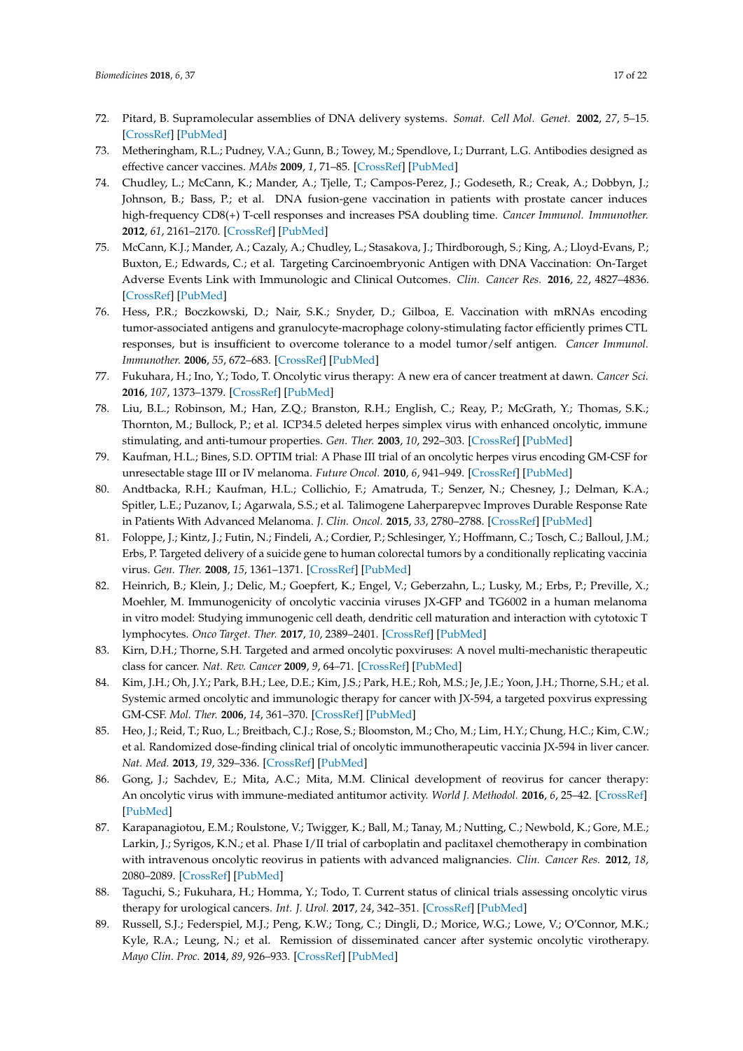72. Pitard, B. Supramolecular assemblies of DNA delivery systems. *Somat. Cell Mol. Genet.* **2002**, *27*, 5–15. [CrossRef] [PubMed]
73. Metheringham, R.L.; Pudney, V.A.; Gunn, B.; Towey, M.; Spendlove, I.; Durrant, L.G. Antibodies designed as effective cancer vaccines. *MAbs* **2009**, *1*, 71–85. [CrossRef] [PubMed]
74. Chudley, L.; McCann, K.; Mander, A.; Tjelle, T.; Campos-Perez, J.; Godeseth, R.; Creak, A.; Dobbyn, J.; Johnson, B.; Bass, P.; et al. DNA fusion-gene vaccination in patients with prostate cancer induces high-frequency CD8(+) T-cell responses and increases PSA doubling time. *Cancer Immunol. Immunother.* **2012**, *61*, 2161–2170. [CrossRef] [PubMed]
75. McCann, K.J.; Mander, A.; Cazaly, A.; Chudley, L.; Stasakova, J.; Thirdborough, S.; King, A.; Lloyd-Evans, P.; Buxton, E.; Edwards, C.; et al. Targeting Carcinoembryonic Antigen with DNA Vaccination: On-Target Adverse Events Link with Immunologic and Clinical Outcomes. *Clin. Cancer Res.* **2016**, *22*, 4827–4836. [CrossRef] [PubMed]
76. Hess, P.R.; Boczkowski, D.; Nair, S.K.; Snyder, D.; Gilboa, E. Vaccination with mRNAs encoding tumor-associated antigens and granulocyte-macrophage colony-stimulating factor efficiently primes CTL responses, but is insufficient to overcome tolerance to a model tumor/self antigen. *Cancer Immunol. Immunother.* **2006**, *55*, 672–683. [CrossRef] [PubMed]
77. Fukuhara, H.; Ino, Y.; Todo, T. Oncolytic virus therapy: A new era of cancer treatment at dawn. *Cancer Sci.* **2016**, *107*, 1373–1379. [CrossRef] [PubMed]
78. Liu, B.L.; Robinson, M.; Han, Z.Q.; Branston, R.H.; English, C.; Reay, P.; McGrath, Y.; Thomas, S.K.; Thornton, M.; Bullock, P.; et al. ICP34.5 deleted herpes simplex virus with enhanced oncolytic, immune stimulating, and anti-tumour properties. *Gen. Ther.* **2003**, *10*, 292–303. [CrossRef] [PubMed]
79. Kaufman, H.L.; Bines, S.D. OPTIM trial: A Phase III trial of an oncolytic herpes virus encoding GM-CSF for unresectable stage III or IV melanoma. *Future Oncol.* **2010**, *6*, 941–949. [CrossRef] [PubMed]
80. Andtbacka, R.H.; Kaufman, H.L.; Collichio, F.; Amatruda, T.; Senzer, N.; Chesney, J.; Delman, K.A.; Spitler, L.E.; Puzanov, I.; Agarwala, S.S.; et al. Talimogene Laherparepvec Improves Durable Response Rate in Patients With Advanced Melanoma. *J. Clin. Oncol.* **2015**, *33*, 2780–2788. [CrossRef] [PubMed]
81. Foloppe, J.; Kintz, J.; Futin, N.; Findeli, A.; Cordier, P.; Schlesinger, Y.; Hoffmann, C.; Tosch, C.; Balloul, J.M.; Erbs, P. Targeted delivery of a suicide gene to human colorectal tumors by a conditionally replicating vaccinia virus. *Gen. Ther.* **2008**, *15*, 1361–1371. [CrossRef] [PubMed]
82. Heinrich, B.; Klein, J.; Delic, M.; Goepfert, K.; Engel, V.; Geberzahn, L.; Lusky, M.; Erbs, P.; Preville, X.; Moehler, M. Immunogenicity of oncolytic vaccinia viruses JX-GFP and TG6002 in a human melanoma in vitro model: Studying immunogenic cell death, dendritic cell maturation and interaction with cytotoxic T lymphocytes. *Onco Target. Ther.* **2017**, *10*, 2389–2401. [CrossRef] [PubMed]
83. Kirn, D.H.; Thorne, S.H. Targeted and armed oncolytic poxviruses: A novel multi-mechanistic therapeutic class for cancer. *Nat. Rev. Cancer* **2009**, *9*, 64–71. [CrossRef] [PubMed]
84. Kim, J.H.; Oh, J.Y.; Park, B.H.; Lee, D.E.; Kim, J.S.; Park, H.E.; Roh, M.S.; Je, J.E.; Yoon, J.H.; Thorne, S.H.; et al. Systemic armed oncolytic and immunologic therapy for cancer with JX-594, a targeted poxvirus expressing GM-CSF. *Mol. Ther.* **2006**, *14*, 361–370. [CrossRef] [PubMed]
85. Heo, J.; Reid, T.; Ruo, L.; Breitbach, C.J.; Rose, S.; Bloomston, M.; Cho, M.; Lim, H.Y.; Chung, H.C.; Kim, C.W.; et al. Randomized dose-finding clinical trial of oncolytic immunotherapeutic vaccinia JX-594 in liver cancer. *Nat. Med.* **2013**, *19*, 329–336. [CrossRef] [PubMed]
86. Gong, J.; Sachdev, E.; Mita, A.C.; Mita, M.M. Clinical development of reovirus for cancer therapy: An oncolytic virus with immune-mediated antitumor activity. *World J. Methodol.* **2016**, *6*, 25–42. [CrossRef] [PubMed]
87. Karapanagiotou, E.M.; Roulstone, V.; Twigger, K.; Ball, M.; Tanay, M.; Nutting, C.; Newbold, K.; Gore, M.E.; Larkin, J.; Syrigos, K.N.; et al. Phase I/II trial of carboplatin and paclitaxel chemotherapy in combination with intravenous oncolytic reovirus in patients with advanced malignancies. *Clin. Cancer Res.* **2012**, *18*, 2080–2089. [CrossRef] [PubMed]
88. Taguchi, S.; Fukuhara, H.; Homma, Y.; Todo, T. Current status of clinical trials assessing oncolytic virus therapy for urological cancers. *Int. J. Urol.* **2017**, *24*, 342–351. [CrossRef] [PubMed]
89. Russell, S.J.; Federspiel, M.J.; Peng, K.W.; Tong, C.; Dingli, D.; Morice, W.G.; Lowe, V.; O'Connor, M.K.; Kyle, R.A.; Leung, N.; et al. Remission of disseminated cancer after systemic oncolytic virotherapy. *Mayo Clin. Proc.* **2014**, *89*, 926–933. [CrossRef] [PubMed]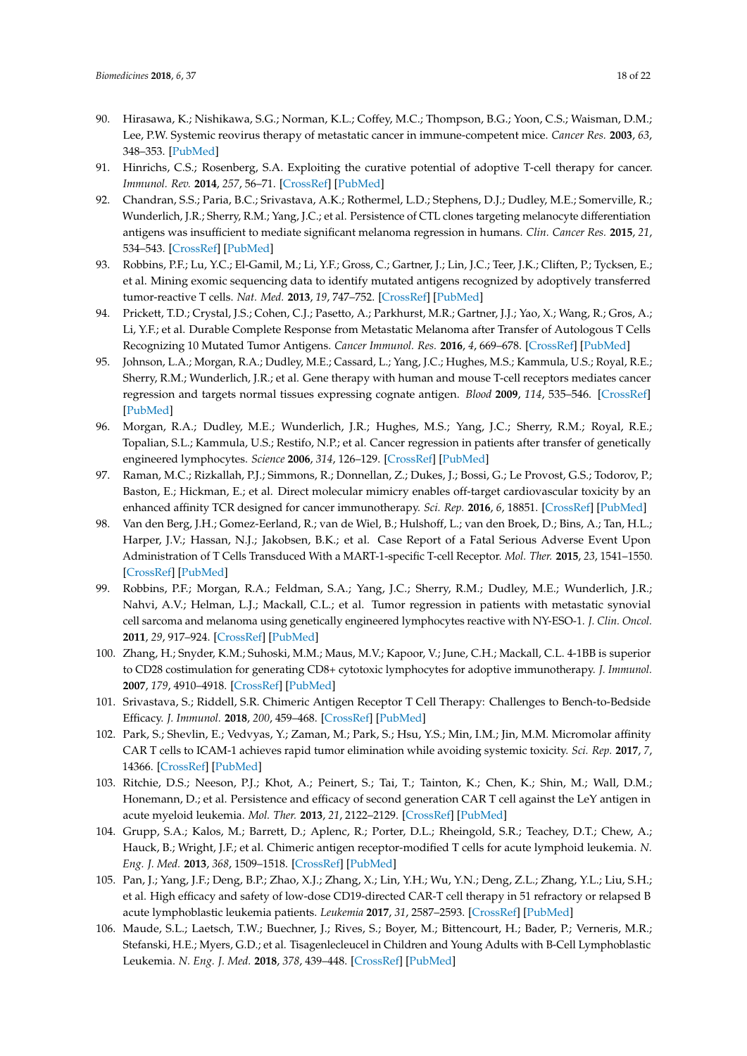90. Hirasawa, K.; Nishikawa, S.G.; Norman, K.L.; Coffey, M.C.; Thompson, B.G.; Yoon, C.S.; Waisman, D.M.; Lee, P.W. Systemic reovirus therapy of metastatic cancer in immune-competent mice. *Cancer Res.* **2003**, *63*, 348–353. [PubMed]
91. Hinrichs, C.S.; Rosenberg, S.A. Exploiting the curative potential of adoptive T-cell therapy for cancer. *Immunol. Rev.* **2014**, *257*, 56–71. [CrossRef] [PubMed]
92. Chandran, S.S.; Paria, B.C.; Srivastava, A.K.; Rothermel, L.D.; Stephens, D.J.; Dudley, M.E.; Somerville, R.; Wunderlich, J.R.; Sherry, R.M.; Yang, J.C.; et al. Persistence of CTL clones targeting melanocyte differentiation antigens was insufficient to mediate significant melanoma regression in humans. *Clin. Cancer Res.* **2015**, *21*, 534–543. [CrossRef] [PubMed]
93. Robbins, P.F.; Lu, Y.C.; El-Gamil, M.; Li, Y.F.; Gross, C.; Gartner, J.; Lin, J.C.; Teer, J.K.; Cliften, P.; Tycksen, E.; et al. Mining exomic sequencing data to identify mutated antigens recognized by adoptively transferred tumor-reactive T cells. *Nat. Med.* **2013**, *19*, 747–752. [CrossRef] [PubMed]
94. Prickett, T.D.; Crystal, J.S.; Cohen, C.J.; Pasetto, A.; Parkhurst, M.R.; Gartner, J.J.; Yao, X.; Wang, R.; Gros, A.; Li, Y.F.; et al. Durable Complete Response from Metastatic Melanoma after Transfer of Autologous T Cells Recognizing 10 Mutated Tumor Antigens. *Cancer Immunol. Res.* **2016**, *4*, 669–678. [CrossRef] [PubMed]
95. Johnson, L.A.; Morgan, R.A.; Dudley, M.E.; Cassard, L.; Yang, J.C.; Hughes, M.S.; Kammula, U.S.; Royal, R.E.; Sherry, R.M.; Wunderlich, J.R.; et al. Gene therapy with human and mouse T-cell receptors mediates cancer regression and targets normal tissues expressing cognate antigen. *Blood* **2009**, *114*, 535–546. [CrossRef] [PubMed]
96. Morgan, R.A.; Dudley, M.E.; Wunderlich, J.R.; Hughes, M.S.; Yang, J.C.; Sherry, R.M.; Royal, R.E.; Topalian, S.L.; Kammula, U.S.; Restifo, N.P.; et al. Cancer regression in patients after transfer of genetically engineered lymphocytes. *Science* **2006**, *314*, 126–129. [CrossRef] [PubMed]
97. Raman, M.C.; Rizkallah, P.J.; Simmons, R.; Donnellan, Z.; Dukes, J.; Bossi, G.; Le Provost, G.S.; Todorov, P.; Baston, E.; Hickman, E.; et al. Direct molecular mimicry enables off-target cardiovascular toxicity by an enhanced affinity TCR designed for cancer immunotherapy. *Sci. Rep.* **2016**, *6*, 18851. [CrossRef] [PubMed]
98. Van den Berg, J.H.; Gomez-Eerland, R.; van de Wiel, B.; Hulshoff, L.; van den Broek, D.; Bins, A.; Tan, H.L.; Harper, J.V.; Hassan, N.J.; Jakobsen, B.K.; et al. Case Report of a Fatal Serious Adverse Event Upon Administration of T Cells Transduced With a MART-1-specific T-cell Receptor. *Mol. Ther.* **2015**, *23*, 1541–1550. [CrossRef] [PubMed]
99. Robbins, P.F.; Morgan, R.A.; Feldman, S.A.; Yang, J.C.; Sherry, R.M.; Dudley, M.E.; Wunderlich, J.R.; Nahvi, A.V.; Helman, L.J.; Mackall, C.L.; et al. Tumor regression in patients with metastatic synovial cell sarcoma and melanoma using genetically engineered lymphocytes reactive with NY-ESO-1. *J. Clin. Oncol.* **2011**, *29*, 917–924. [CrossRef] [PubMed]
100. Zhang, H.; Snyder, K.M.; Suhoski, M.M.; Maus, M.V.; Kapoor, V.; June, C.H.; Mackall, C.L. 4-1BB is superior to CD28 costimulation for generating CD8+ cytotoxic lymphocytes for adoptive immunotherapy. *J. Immunol.* **2007**, *179*, 4910–4918. [CrossRef] [PubMed]
101. Srivastava, S.; Riddell, S.R. Chimeric Antigen Receptor T Cell Therapy: Challenges to Bench-to-Bedside Efficacy. *J. Immunol.* **2018**, *200*, 459–468. [CrossRef] [PubMed]
102. Park, S.; Shevlin, E.; Vedvyas, Y.; Zaman, M.; Park, S.; Hsu, Y.S.; Min, I.M.; Jin, M.M. Micromolar affinity CAR T cells to ICAM-1 achieves rapid tumor elimination while avoiding systemic toxicity. *Sci. Rep.* **2017**, *7*, 14366. [CrossRef] [PubMed]
103. Ritchie, D.S.; Neeson, P.J.; Khot, A.; Peinert, S.; Tai, T.; Tainton, K.; Chen, K.; Shin, M.; Wall, D.M.; Honemann, D.; et al. Persistence and efficacy of second generation CAR T cell against the LeY antigen in acute myeloid leukemia. *Mol. Ther.* **2013**, *21*, 2122–2129. [CrossRef] [PubMed]
104. Grupp, S.A.; Kalos, M.; Barrett, D.; Aplenc, R.; Porter, D.L.; Rheingold, S.R.; Teachey, D.T.; Chew, A.; Hauck, B.; Wright, J.F.; et al. Chimeric antigen receptor-modified T cells for acute lymphoid leukemia. *N. Eng. J. Med.* **2013**, *368*, 1509–1518. [CrossRef] [PubMed]
105. Pan, J.; Yang, J.F.; Deng, B.P.; Zhao, X.J.; Zhang, X.; Lin, Y.H.; Wu, Y.N.; Deng, Z.L.; Zhang, Y.L.; Liu, S.H.; et al. High efficacy and safety of low-dose CD19-directed CAR-T cell therapy in 51 refractory or relapsed B acute lymphoblastic leukemia patients. *Leukemia* **2017**, *31*, 2587–2593. [CrossRef] [PubMed]
106. Maude, S.L.; Laetsch, T.W.; Buechner, J.; Rives, S.; Boyer, M.; Bittencourt, H.; Bader, P.; Verneris, M.R.; Stefanski, H.E.; Myers, G.D.; et al. Tisagenlecleucel in Children and Young Adults with B-Cell Lymphoblastic Leukemia. *N. Eng. J. Med.* **2018**, *378*, 439–448. [CrossRef] [PubMed]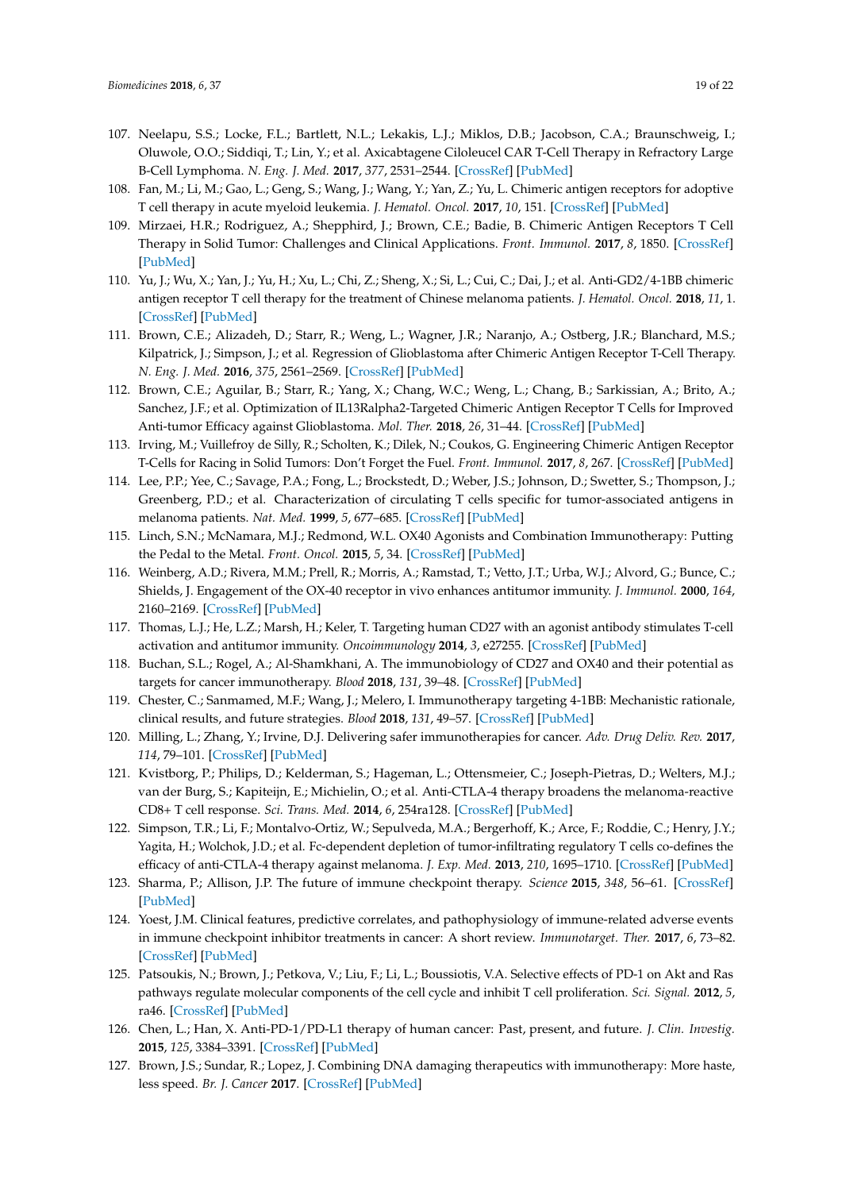107. Neelapu, S.S.; Locke, F.L.; Bartlett, N.L.; Lekakis, L.J.; Miklos, D.B.; Jacobson, C.A.; Braunschweig, I.; Oluwole, O.O.; Siddiqi, T.; Lin, Y.; et al. Axicabtagene Ciloleucel CAR T-Cell Therapy in Refractory Large B-Cell Lymphoma. *N. Eng. J. Med.* **2017**, *377*, 2531–2544. [CrossRef] [PubMed]
108. Fan, M.; Li, M.; Gao, L.; Geng, S.; Wang, J.; Wang, Y.; Yan, Z.; Yu, L. Chimeric antigen receptors for adoptive T cell therapy in acute myeloid leukemia. *J. Hematol. Oncol.* **2017**, *10*, 151. [CrossRef] [PubMed]
109. Mirzaei, H.R.; Rodriguez, A.; Shepphird, J.; Brown, C.E.; Badie, B. Chimeric Antigen Receptors T Cell Therapy in Solid Tumor: Challenges and Clinical Applications. *Front. Immunol.* **2017**, *8*, 1850. [CrossRef] [PubMed]
110. Yu, J.; Wu, X.; Yan, J.; Yu, H.; Xu, L.; Chi, Z.; Sheng, X.; Si, L.; Cui, C.; Dai, J.; et al. Anti-GD2/4-1BB chimeric antigen receptor T cell therapy for the treatment of Chinese melanoma patients. *J. Hematol. Oncol.* **2018**, *11*, 1. [CrossRef] [PubMed]
111. Brown, C.E.; Alizadeh, D.; Starr, R.; Weng, L.; Wagner, J.R.; Naranjo, A.; Ostberg, J.R.; Blanchard, M.S.; Kilpatrick, J.; Simpson, J.; et al. Regression of Glioblastoma after Chimeric Antigen Receptor T-Cell Therapy. *N. Eng. J. Med.* **2016**, *375*, 2561–2569. [CrossRef] [PubMed]
112. Brown, C.E.; Aguilar, B.; Starr, R.; Yang, X.; Chang, W.C.; Weng, L.; Chang, B.; Sarkissian, A.; Brito, A.; Sanchez, J.F.; et al. Optimization of IL13Ralpha2-Targeted Chimeric Antigen Receptor T Cells for Improved Anti-tumor Efficacy against Glioblastoma. *Mol. Ther.* **2018**, *26*, 31–44. [CrossRef] [PubMed]
113. Irving, M.; Vuillefroy de Silly, R.; Scholten, K.; Dilek, N.; Coukos, G. Engineering Chimeric Antigen Receptor T-Cells for Racing in Solid Tumors: Don't Forget the Fuel. *Front. Immunol.* **2017**, *8*, 267. [CrossRef] [PubMed]
114. Lee, P.P.; Yee, C.; Savage, P.A.; Fong, L.; Brockstedt, D.; Weber, J.S.; Johnson, D.; Swetter, S.; Thompson, J.; Greenberg, P.D.; et al. Characterization of circulating T cells specific for tumor-associated antigens in melanoma patients. *Nat. Med.* **1999**, *5*, 677–685. [CrossRef] [PubMed]
115. Linch, S.N.; McNamara, M.J.; Redmond, W.L. OX40 Agonists and Combination Immunotherapy: Putting the Pedal to the Metal. *Front. Oncol.* **2015**, *5*, 34. [CrossRef] [PubMed]
116. Weinberg, A.D.; Rivera, M.M.; Prell, R.; Morris, A.; Ramstad, T.; Vetto, J.T.; Urba, W.J.; Alvord, G.; Bunce, C.; Shields, J. Engagement of the OX-40 receptor in vivo enhances antitumor immunity. *J. Immunol.* **2000**, *164*, 2160–2169. [CrossRef] [PubMed]
117. Thomas, L.J.; He, L.Z.; Marsh, H.; Keler, T. Targeting human CD27 with an agonist antibody stimulates T-cell activation and antitumor immunity. *Oncoimmunology* **2014**, *3*, e27255. [CrossRef] [PubMed]
118. Buchan, S.L.; Rogel, A.; Al-Shamkhani, A. The immunobiology of CD27 and OX40 and their potential as targets for cancer immunotherapy. *Blood* **2018**, *131*, 39–48. [CrossRef] [PubMed]
119. Chester, C.; Sanmamed, M.F.; Wang, J.; Melero, I. Immunotherapy targeting 4-1BB: Mechanistic rationale, clinical results, and future strategies. *Blood* **2018**, *131*, 49–57. [CrossRef] [PubMed]
120. Milling, L.; Zhang, Y.; Irvine, D.J. Delivering safer immunotherapies for cancer. *Adv. Drug Deliv. Rev.* **2017**, *114*, 79–101. [CrossRef] [PubMed]
121. Kvistborg, P.; Philips, D.; Kelderman, S.; Hageman, L.; Ottensmeier, C.; Joseph-Pietras, D.; Welters, M.J.; van der Burg, S.; Kapiteijn, E.; Michielin, O.; et al. Anti-CTLA-4 therapy broadens the melanoma-reactive CD8+ T cell response. *Sci. Trans. Med.* **2014**, *6*, 254ra128. [CrossRef] [PubMed]
122. Simpson, T.R.; Li, F.; Montalvo-Ortiz, W.; Sepulveda, M.A.; Bergerhoff, K.; Arce, F.; Roddie, C.; Henry, J.Y.; Yagita, H.; Wolchok, J.D.; et al. Fc-dependent depletion of tumor-infiltrating regulatory T cells co-defines the efficacy of anti-CTLA-4 therapy against melanoma. *J. Exp. Med.* **2013**, *210*, 1695–1710. [CrossRef] [PubMed]
123. Sharma, P.; Allison, J.P. The future of immune checkpoint therapy. *Science* **2015**, *348*, 56–61. [CrossRef] [PubMed]
124. Yoest, J.M. Clinical features, predictive correlates, and pathophysiology of immune-related adverse events in immune checkpoint inhibitor treatments in cancer: A short review. *Immunotarget. Ther.* **2017**, *6*, 73–82. [CrossRef] [PubMed]
125. Patsoukis, N.; Brown, J.; Petkova, V.; Liu, F.; Li, L.; Boussiotis, V.A. Selective effects of PD-1 on Akt and Ras pathways regulate molecular components of the cell cycle and inhibit T cell proliferation. *Sci. Signal.* **2012**, *5*, ra46. [CrossRef] [PubMed]
126. Chen, L.; Han, X. Anti-PD-1/PD-L1 therapy of human cancer: Past, present, and future. *J. Clin. Investig.* **2015**, *125*, 3384–3391. [CrossRef] [PubMed]
127. Brown, J.S.; Sundar, R.; Lopez, J. Combining DNA damaging therapeutics with immunotherapy: More haste, less speed. *Br. J. Cancer* **2017**. [CrossRef] [PubMed]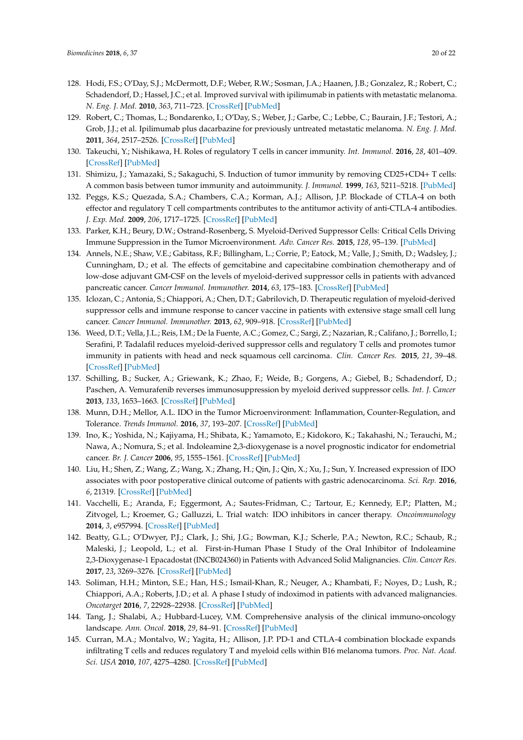128. Hodi, F.S.; O'Day, S.J.; McDermott, D.F.; Weber, R.W.; Sosman, J.A.; Haanen, J.B.; Gonzalez, R.; Robert, C.; Schadendorf, D.; Hassel, J.C.; et al. Improved survival with ipilimumab in patients with metastatic melanoma. *N. Eng. J. Med.* **2010**, *363*, 711–723. [CrossRef] [PubMed]
129. Robert, C.; Thomas, L.; Bondarenko, I.; O'Day, S.; Weber, J.; Garbe, C.; Lebbe, C.; Baurain, J.F.; Testori, A.; Grob, J.J.; et al. Ipilimumab plus dacarbazine for previously untreated metastatic melanoma. *N. Eng. J. Med.* **2011**, *364*, 2517–2526. [CrossRef] [PubMed]
130. Takeuchi, Y.; Nishikawa, H. Roles of regulatory T cells in cancer immunity. *Int. Immunol.* **2016**, *28*, 401–409. [CrossRef] [PubMed]
131. Shimizu, J.; Yamazaki, S.; Sakaguchi, S. Induction of tumor immunity by removing CD25+CD4+ T cells: A common basis between tumor immunity and autoimmunity. *J. Immunol.* **1999**, *163*, 5211–5218. [PubMed]
132. Peggs, K.S.; Quezada, S.A.; Chambers, C.A.; Korman, A.J.; Allison, J.P. Blockade of CTLA-4 on both effector and regulatory T cell compartments contributes to the antitumor activity of anti-CTLA-4 antibodies. *J. Exp. Med.* **2009**, *206*, 1717–1725. [CrossRef] [PubMed]
133. Parker, K.H.; Beury, D.W.; Ostrand-Rosenberg, S. Myeloid-Derived Suppressor Cells: Critical Cells Driving Immune Suppression in the Tumor Microenvironment. *Adv. Cancer Res.* **2015**, *128*, 95–139. [PubMed]
134. Annels, N.E.; Shaw, V.E.; Gabitass, R.F.; Billingham, L.; Corrie, P.; Eatock, M.; Valle, J.; Smith, D.; Wadsley, J.; Cunningham, D.; et al. The effects of gemcitabine and capecitabine combination chemotherapy and of low-dose adjuvant GM-CSF on the levels of myeloid-derived suppressor cells in patients with advanced pancreatic cancer. *Cancer Immunol. Immunother.* **2014**, *63*, 175–183. [CrossRef] [PubMed]
135. Iclozan, C.; Antonia, S.; Chiappori, A.; Chen, D.T.; Gabrilovich, D. Therapeutic regulation of myeloid-derived suppressor cells and immune response to cancer vaccine in patients with extensive stage small cell lung cancer. *Cancer Immunol. Immunother.* **2013**, *62*, 909–918. [CrossRef] [PubMed]
136. Weed, D.T.; Vella, J.L.; Reis, I.M.; De la Fuente, A.C.; Gomez, C.; Sargi, Z.; Nazarian, R.; Califano, J.; Borrello, I.; Serafini, P. Tadalafil reduces myeloid-derived suppressor cells and regulatory T cells and promotes tumor immunity in patients with head and neck squamous cell carcinoma. *Clin. Cancer Res.* **2015**, *21*, 39–48. [CrossRef] [PubMed]
137. Schilling, B.; Sucker, A.; Griewank, K.; Zhao, F.; Weide, B.; Gorgens, A.; Giebel, B.; Schadendorf, D.; Paschen, A. Vemurafenib reverses immunosuppression by myeloid derived suppressor cells. *Int. J. Cancer* **2013**, *133*, 1653–1663. [CrossRef] [PubMed]
138. Munn, D.H.; Mellor, A.L. IDO in the Tumor Microenvironment: Inflammation, Counter-Regulation, and Tolerance. *Trends Immunol.* **2016**, *37*, 193–207. [CrossRef] [PubMed]
139. Ino, K.; Yoshida, N.; Kajiyama, H.; Shibata, K.; Yamamoto, E.; Kidokoro, K.; Takahashi, N.; Terauchi, M.; Nawa, A.; Nomura, S.; et al. Indoleamine 2,3-dioxygenase is a novel prognostic indicator for endometrial cancer. *Br. J. Cancer* **2006**, *95*, 1555–1561. [CrossRef] [PubMed]
140. Liu, H.; Shen, Z.; Wang, Z.; Wang, X.; Zhang, H.; Qin, J.; Qin, X.; Xu, J.; Sun, Y. Increased expression of IDO associates with poor postoperative clinical outcome of patients with gastric adenocarcinoma. *Sci. Rep.* **2016**, *6*, 21319. [CrossRef] [PubMed]
141. Vacchelli, E.; Aranda, F.; Eggermont, A.; Sautes-Fridman, C.; Tartour, E.; Kennedy, E.P.; Platten, M.; Zitvogel, L.; Kroemer, G.; Galluzzi, L. Trial watch: IDO inhibitors in cancer therapy. *Oncoimmunology* **2014**, *3*, e957994. [CrossRef] [PubMed]
142. Beatty, G.L.; O'Dwyer, P.J.; Clark, J.; Shi, J.G.; Bowman, K.J.; Scherle, P.A.; Newton, R.C.; Schaub, R.; Maleski, J.; Leopold, L.; et al. First-in-Human Phase I Study of the Oral Inhibitor of Indoleamine 2,3-Dioxygenase-1 Epacadostat (INCB024360) in Patients with Advanced Solid Malignancies. *Clin. Cancer Res.* **2017**, *23*, 3269–3276. [CrossRef] [PubMed]
143. Soliman, H.H.; Minton, S.E.; Han, H.S.; Ismail-Khan, R.; Neuger, A.; Khambati, F.; Noyes, D.; Lush, R.; Chiappori, A.A.; Roberts, J.D.; et al. A phase I study of indoximod in patients with advanced malignancies. *Oncotarget* **2016**, *7*, 22928–22938. [CrossRef] [PubMed]
144. Tang, J.; Shalabi, A.; Hubbard-Lucey, V.M. Comprehensive analysis of the clinical immuno-oncology landscape. *Ann. Oncol.* **2018**, *29*, 84–91. [CrossRef] [PubMed]
145. Curran, M.A.; Montalvo, W.; Yagita, H.; Allison, J.P. PD-1 and CTLA-4 combination blockade expands infiltrating T cells and reduces regulatory T and myeloid cells within B16 melanoma tumors. *Proc. Nat. Acad. Sci. USA* **2010**, *107*, 4275–4280. [CrossRef] [PubMed]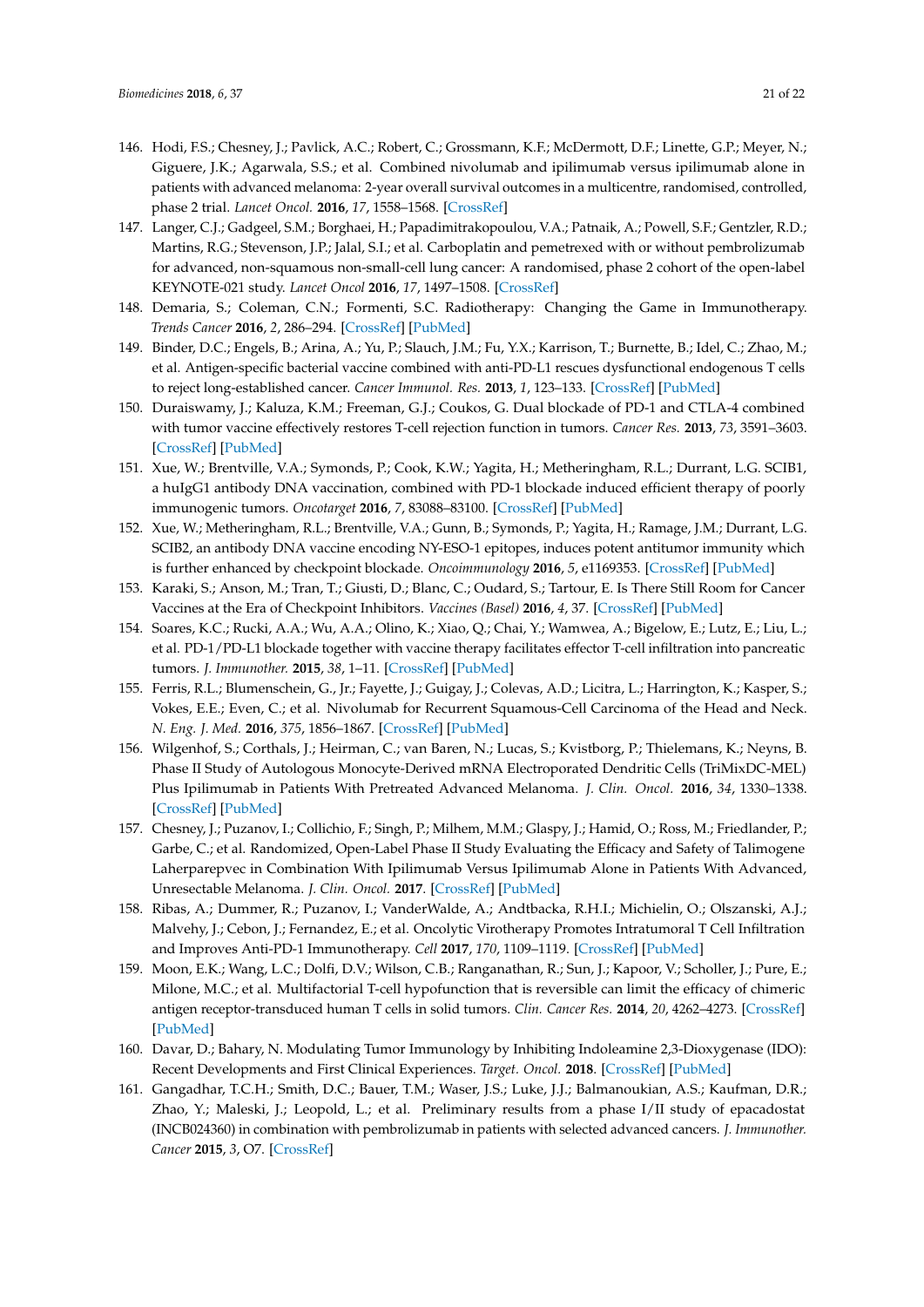146. Hodi, F.S.; Chesney, J.; Pavlick, A.C.; Robert, C.; Grossmann, K.F.; McDermott, D.F.; Linette, G.P.; Meyer, N.; Giguere, J.K.; Agarwala, S.S.; et al. Combined nivolumab and ipilimumab versus ipilimumab alone in patients with advanced melanoma: 2-year overall survival outcomes in a multicentre, randomised, controlled, phase 2 trial. *Lancet Oncol.* **2016**, *17*, 1558–1568. [CrossRef]
147. Langer, C.J.; Gadgeel, S.M.; Borghaei, H.; Papadimitrakopoulou, V.A.; Patnaik, A.; Powell, S.F.; Gentzler, R.D.; Martins, R.G.; Stevenson, J.P.; Jalal, S.I.; et al. Carboplatin and pemetrexed with or without pembrolizumab for advanced, non-squamous non-small-cell lung cancer: A randomised, phase 2 cohort of the open-label KEYNOTE-021 study. *Lancet Oncol* **2016**, *17*, 1497–1508. [CrossRef]
148. Demaria, S.; Coleman, C.N.; Formenti, S.C. Radiotherapy: Changing the Game in Immunotherapy. *Trends Cancer* **2016**, *2*, 286–294. [CrossRef] [PubMed]
149. Binder, D.C.; Engels, B.; Arina, A.; Yu, P.; Slauch, J.M.; Fu, Y.X.; Karrison, T.; Burnette, B.; Idel, C.; Zhao, M.; et al. Antigen-specific bacterial vaccine combined with anti-PD-L1 rescues dysfunctional endogenous T cells to reject long-established cancer. *Cancer Immunol. Res.* **2013**, *1*, 123–133. [CrossRef] [PubMed]
150. Duraiswamy, J.; Kaluza, K.M.; Freeman, G.J.; Coukos, G. Dual blockade of PD-1 and CTLA-4 combined with tumor vaccine effectively restores T-cell rejection function in tumors. *Cancer Res.* **2013**, *73*, 3591–3603. [CrossRef] [PubMed]
151. Xue, W.; Brentville, V.A.; Symonds, P.; Cook, K.W.; Yagita, H.; Metheringham, R.L.; Durrant, L.G. SCIB1, a huIgG1 antibody DNA vaccination, combined with PD-1 blockade induced efficient therapy of poorly immunogenic tumors. *Oncotarget* **2016**, *7*, 83088–83100. [CrossRef] [PubMed]
152. Xue, W.; Metheringham, R.L.; Brentville, V.A.; Gunn, B.; Symonds, P.; Yagita, H.; Ramage, J.M.; Durrant, L.G. SCIB2, an antibody DNA vaccine encoding NY-ESO-1 epitopes, induces potent antitumor immunity which is further enhanced by checkpoint blockade. *Oncoimmunology* **2016**, *5*, e1169353. [CrossRef] [PubMed]
153. Karaki, S.; Anson, M.; Tran, T.; Giusti, D.; Blanc, C.; Oudard, S.; Tartour, E. Is There Still Room for Cancer Vaccines at the Era of Checkpoint Inhibitors. *Vaccines (Basel)* **2016**, *4*, 37. [CrossRef] [PubMed]
154. Soares, K.C.; Rucki, A.A.; Wu, A.A.; Olino, K.; Xiao, Q.; Chai, Y.; Wamwea, A.; Bigelow, E.; Lutz, E.; Liu, L.; et al. PD-1/PD-L1 blockade together with vaccine therapy facilitates effector T-cell infiltration into pancreatic tumors. *J. Immunother.* **2015**, *38*, 1–11. [CrossRef] [PubMed]
155. Ferris, R.L.; Blumenschein, G., Jr.; Fayette, J.; Guigay, J.; Colevas, A.D.; Licitra, L.; Harrington, K.; Kasper, S.; Vokes, E.E.; Even, C.; et al. Nivolumab for Recurrent Squamous-Cell Carcinoma of the Head and Neck. *N. Eng. J. Med.* **2016**, *375*, 1856–1867. [CrossRef] [PubMed]
156. Wilgenhof, S.; Corthals, J.; Heirman, C.; van Baren, N.; Lucas, S.; Kvistborg, P.; Thielemans, K.; Neyns, B. Phase II Study of Autologous Monocyte-Derived mRNA Electroporated Dendritic Cells (TriMixDC-MEL) Plus Ipilimumab in Patients With Pretreated Advanced Melanoma. *J. Clin. Oncol.* **2016**, *34*, 1330–1338. [CrossRef] [PubMed]
157. Chesney, J.; Puzanov, I.; Collichio, F.; Singh, P.; Milhem, M.M.; Glaspy, J.; Hamid, O.; Ross, M.; Friedlander, P.; Garbe, C.; et al. Randomized, Open-Label Phase II Study Evaluating the Efficacy and Safety of Talimogene Laherparepvec in Combination With Ipilimumab Versus Ipilimumab Alone in Patients With Advanced, Unresectable Melanoma. *J. Clin. Oncol.* **2017**. [CrossRef] [PubMed]
158. Ribas, A.; Dummer, R.; Puzanov, I.; VanderWalde, A.; Andtbacka, R.H.I.; Michielin, O.; Olszanski, A.J.; Malvehy, J.; Cebon, J.; Fernandez, E.; et al. Oncolytic Virotherapy Promotes Intratumoral T Cell Infiltration and Improves Anti-PD-1 Immunotherapy. *Cell* **2017**, *170*, 1109–1119. [CrossRef] [PubMed]
159. Moon, E.K.; Wang, L.C.; Dolfi, D.V.; Wilson, C.B.; Ranganathan, R.; Sun, J.; Kapoor, V.; Scholler, J.; Pure, E.; Milone, M.C.; et al. Multifactorial T-cell hypofunction that is reversible can limit the efficacy of chimeric antigen receptor-transduced human T cells in solid tumors. *Clin. Cancer Res.* **2014**, *20*, 4262–4273. [CrossRef] [PubMed]
160. Davar, D.; Bahary, N. Modulating Tumor Immunology by Inhibiting Indoleamine 2,3-Dioxygenase (IDO): Recent Developments and First Clinical Experiences. *Target. Oncol.* **2018**. [CrossRef] [PubMed]
161. Gangadhar, T.C.H.; Smith, D.C.; Bauer, T.M.; Waser, J.S.; Luke, J.J.; Balmanoukian, A.S.; Kaufman, D.R.; Zhao, Y.; Maleski, J.; Leopold, L.; et al. Preliminary results from a phase I/II study of epacadostat (INCB024360) in combination with pembrolizumab in patients with selected advanced cancers. *J. Immunother. Cancer* **2015**, *3*, O7. [CrossRef]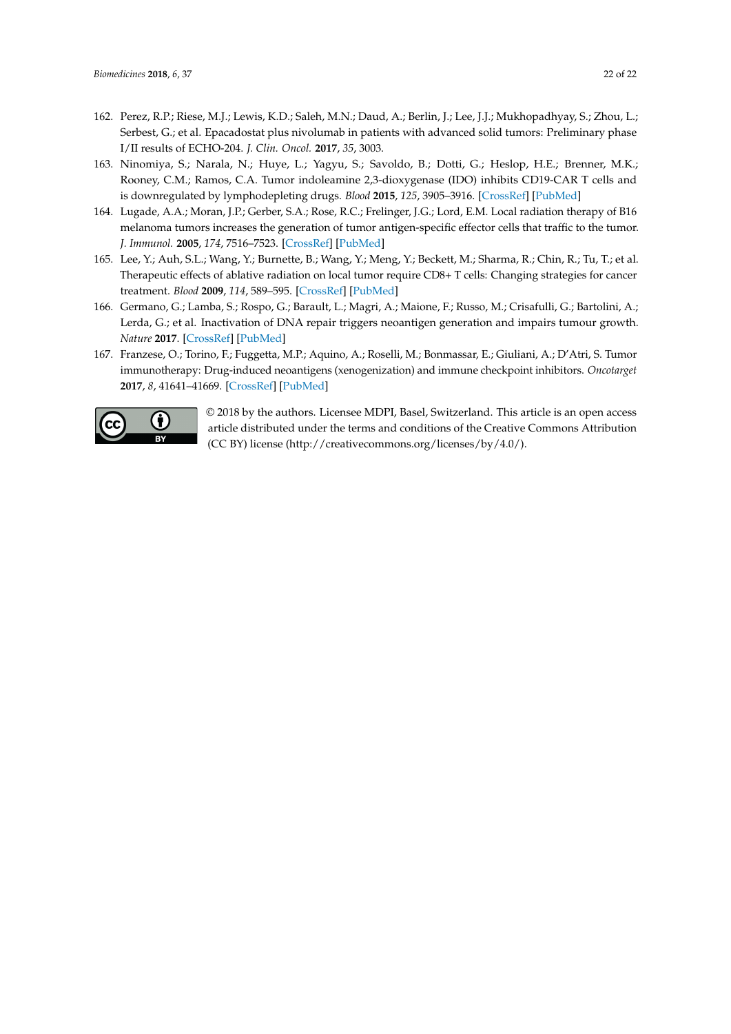162. Perez, R.P.; Riese, M.J.; Lewis, K.D.; Saleh, M.N.; Daud, A.; Berlin, J.; Lee, J.J.; Mukhopadhyay, S.; Zhou, L.; Serbest, G.; et al. Epacadostat plus nivolumab in patients with advanced solid tumors: Preliminary phase I/II results of ECHO-204. *J. Clin. Oncol.* **2017**, *35*, 3003.
163. Ninomiya, S.; Narala, N.; Huye, L.; Yagyu, S.; Savoldo, B.; Dotti, G.; Heslop, H.E.; Brenner, M.K.; Rooney, C.M.; Ramos, C.A. Tumor indoleamine 2,3-dioxygenase (IDO) inhibits CD19-CAR T cells and is downregulated by lymphodepleting drugs. *Blood* **2015**, *125*, 3905–3916. [CrossRef] [PubMed]
164. Lugade, A.A.; Moran, J.P.; Gerber, S.A.; Rose, R.C.; Frelinger, J.G.; Lord, E.M. Local radiation therapy of B16 melanoma tumors increases the generation of tumor antigen-specific effector cells that traffic to the tumor. *J. Immunol.* **2005**, *174*, 7516–7523. [CrossRef] [PubMed]
165. Lee, Y.; Auh, S.L.; Wang, Y.; Burnette, B.; Wang, Y.; Meng, Y.; Beckett, M.; Sharma, R.; Chin, R.; Tu, T.; et al. Therapeutic effects of ablative radiation on local tumor require CD8+ T cells: Changing strategies for cancer treatment. *Blood* **2009**, *114*, 589–595. [CrossRef] [PubMed]
166. Germano, G.; Lamba, S.; Rospo, G.; Barault, L.; Magri, A.; Maione, F.; Russo, M.; Crisafulli, G.; Bartolini, A.; Lerda, G.; et al. Inactivation of DNA repair triggers neoantigen generation and impairs tumour growth. *Nature* **2017**. [CrossRef] [PubMed]
167. Franzese, O.; Torino, F.; Fuggetta, M.P.; Aquino, A.; Roselli, M.; Bonmassar, E.; Giuliani, A.; D'Atri, S. Tumor immunotherapy: Drug-induced neoantigens (xenogenization) and immune checkpoint inhibitors. *Oncotarget* **2017**, *8*, 41641–41669. [CrossRef] [PubMed]

© 2018 by the authors. Licensee MDPI, Basel, Switzerland. This article is an open access article distributed under the terms and conditions of the Creative Commons Attribution (CC BY) license (http://creativecommons.org/licenses/by/4.0/).